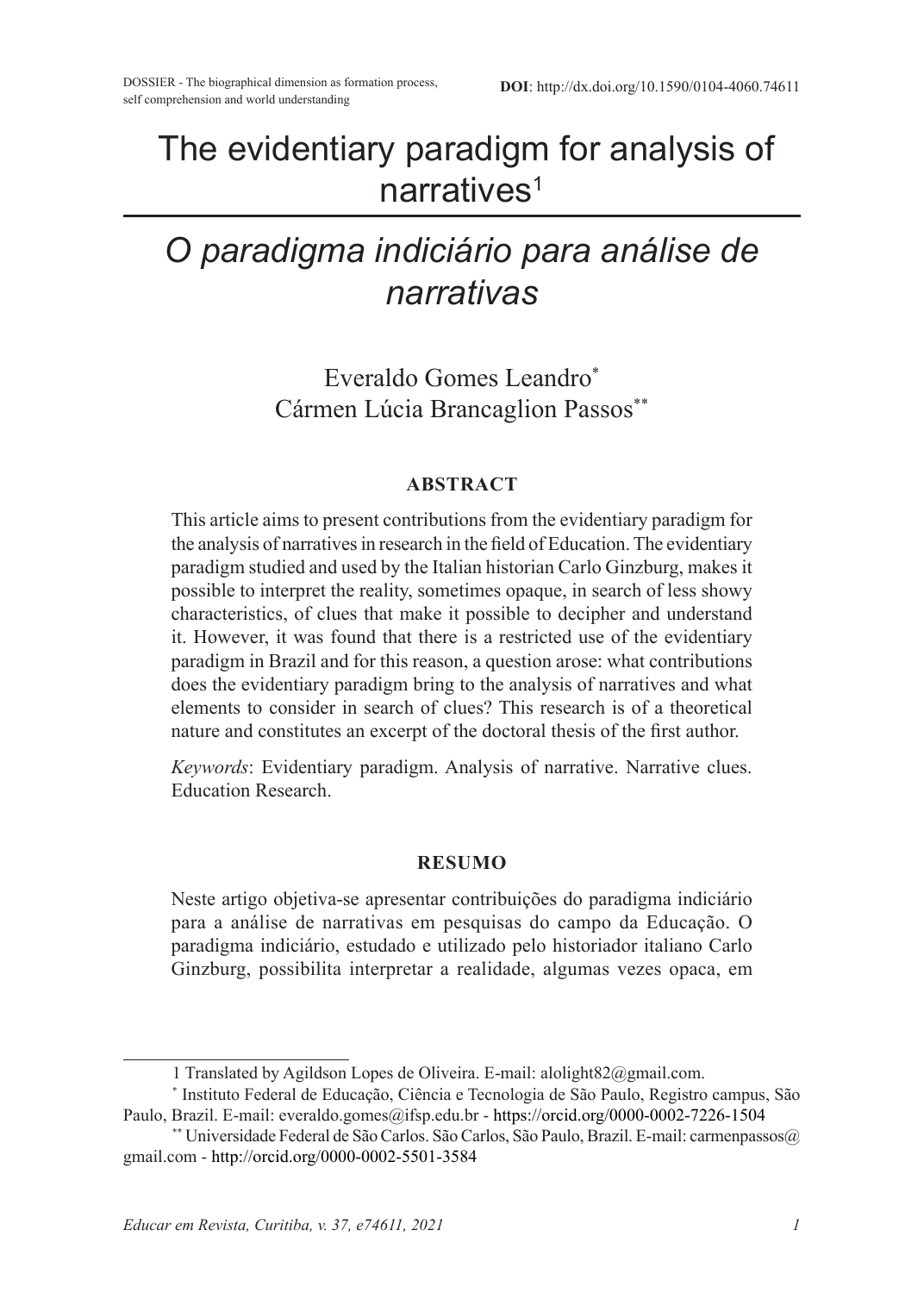DOSSIER - The biographical dimension as formation process, self comprehension and world understanding

**DOI**: http://dx.doi.org/10.1590/0104-4060.74611

# The evidentiary paradigm for analysis of narratives[1]

# *O paradigma indiciário para análise de narrativas*

Everaldo Gomes Leandro[*]
Cármen Lúcia Brancaglion Passos[**]

### ABSTRACT

This article aims to present contributions from the evidentiary paradigm for the analysis of narratives in research in the field of Education. The evidentiary paradigm studied and used by the Italian historian Carlo Ginzburg, makes it possible to interpret the reality, sometimes opaque, in search of less showy characteristics, of clues that make it possible to decipher and understand it. However, it was found that there is a restricted use of the evidentiary paradigm in Brazil and for this reason, a question arose: what contributions does the evidentiary paradigm bring to the analysis of narratives and what elements to consider in search of clues? This research is of a theoretical nature and constitutes an excerpt of the doctoral thesis of the first author.

*Keywords*: Evidentiary paradigm. Analysis of narrative. Narrative clues. Education Research.

### RESUMO

Neste artigo objetiva-se apresentar contribuições do paradigma indiciário para a análise de narrativas em pesquisas do campo da Educação. O paradigma indiciário, estudado e utilizado pelo historiador italiano Carlo Ginzburg, possibilita interpretar a realidade, algumas vezes opaca, em

---

1 Translated by Agildson Lopes de Oliveira. E-mail: alolight82@gmail.com.

[*] Instituto Federal de Educação, Ciência e Tecnologia de São Paulo, Registro campus, São Paulo, Brazil. E-mail: everaldo.gomes@ifsp.edu.br - https://orcid.org/0000-0002-7226-1504

[**] Universidade Federal de São Carlos. São Carlos, São Paulo, Brazil. E-mail: carmenpassos@gmail.com - http://orcid.org/0000-0002-5501-3584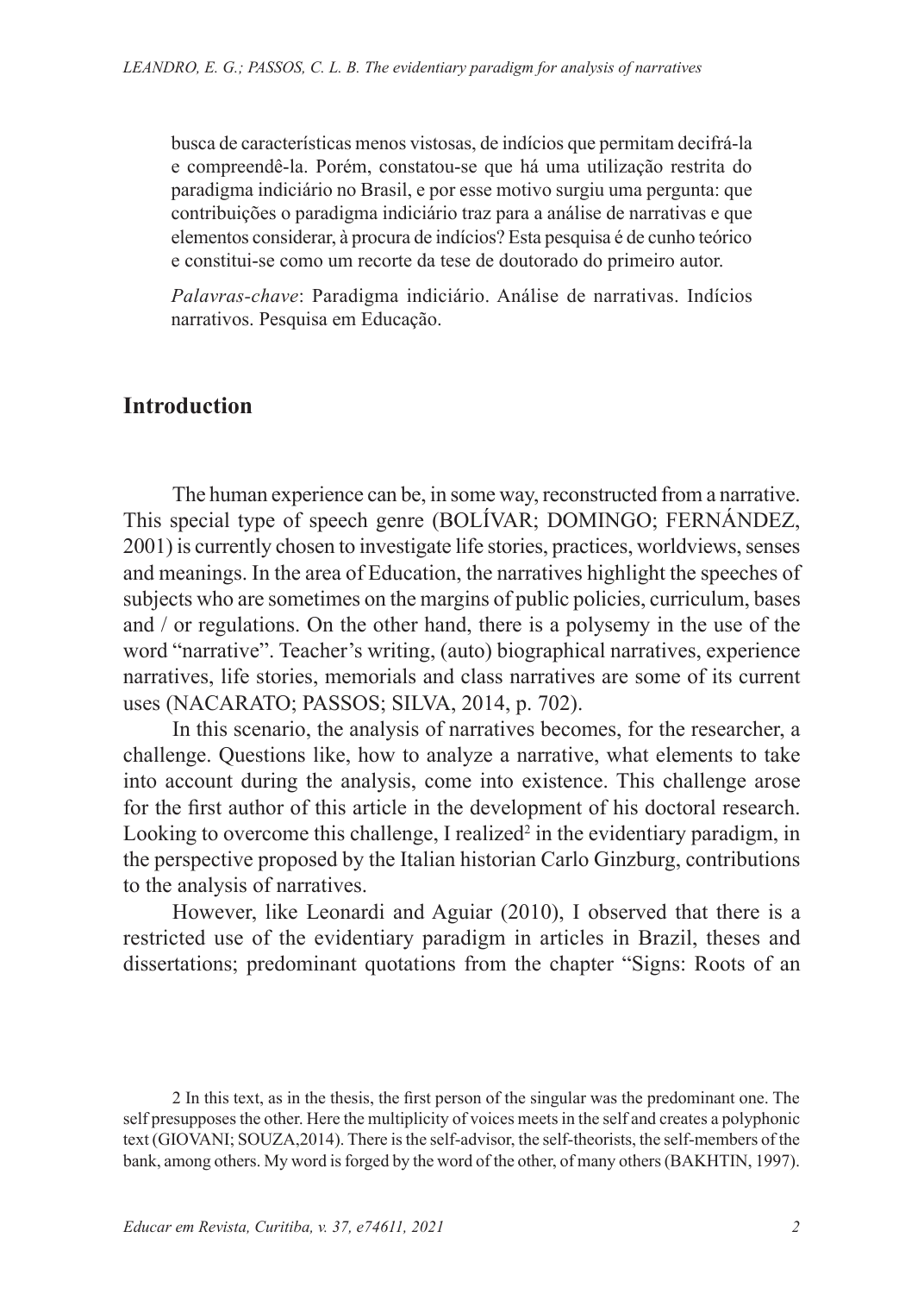busca de características menos vistosas, de indícios que permitam decifrá-la e compreendê-la. Porém, constatou-se que há uma utilização restrita do paradigma indiciário no Brasil, e por esse motivo surgiu uma pergunta: que contribuições o paradigma indiciário traz para a análise de narrativas e que elementos considerar, à procura de indícios? Esta pesquisa é de cunho teórico e constitui-se como um recorte da tese de doutorado do primeiro autor.

*Palavras-chave*: Paradigma indiciário. Análise de narrativas. Indícios narrativos. Pesquisa em Educação.

## Introduction

The human experience can be, in some way, reconstructed from a narrative. This special type of speech genre (BOLÍVAR; DOMINGO; FERNÁNDEZ, 2001) is currently chosen to investigate life stories, practices, worldviews, senses and meanings. In the area of Education, the narratives highlight the speeches of subjects who are sometimes on the margins of public policies, curriculum, bases and / or regulations. On the other hand, there is a polysemy in the use of the word "narrative". Teacher's writing, (auto) biographical narratives, experience narratives, life stories, memorials and class narratives are some of its current uses (NACARATO; PASSOS; SILVA, 2014, p. 702).

In this scenario, the analysis of narratives becomes, for the researcher, a challenge. Questions like, how to analyze a narrative, what elements to take into account during the analysis, come into existence. This challenge arose for the first author of this article in the development of his doctoral research. Looking to overcome this challenge, I realized[2] in the evidentiary paradigm, in the perspective proposed by the Italian historian Carlo Ginzburg, contributions to the analysis of narratives.

However, like Leonardi and Aguiar (2010), I observed that there is a restricted use of the evidentiary paradigm in articles in Brazil, theses and dissertations; predominant quotations from the chapter "Signs: Roots of an

2 In this text, as in the thesis, the first person of the singular was the predominant one. The self presupposes the other. Here the multiplicity of voices meets in the self and creates a polyphonic text (GIOVANI; SOUZA,2014). There is the self-advisor, the self-theorists, the self-members of the bank, among others. My word is forged by the word of the other, of many others (BAKHTIN, 1997).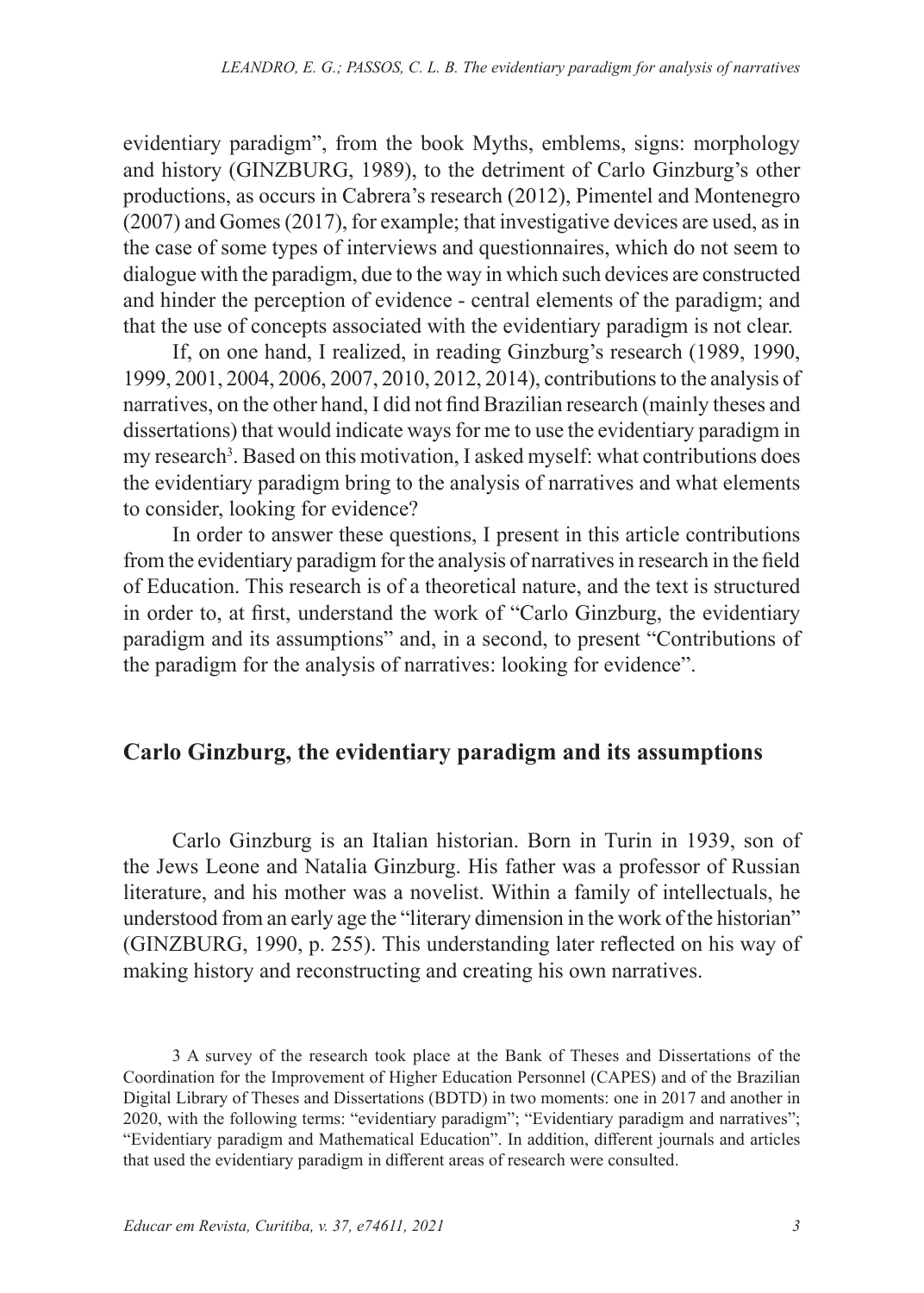evidentiary paradigm", from the book Myths, emblems, signs: morphology and history (GINZBURG, 1989), to the detriment of Carlo Ginzburg's other productions, as occurs in Cabrera's research (2012), Pimentel and Montenegro (2007) and Gomes (2017), for example; that investigative devices are used, as in the case of some types of interviews and questionnaires, which do not seem to dialogue with the paradigm, due to the way in which such devices are constructed and hinder the perception of evidence - central elements of the paradigm; and that the use of concepts associated with the evidentiary paradigm is not clear.

If, on one hand, I realized, in reading Ginzburg's research (1989, 1990, 1999, 2001, 2004, 2006, 2007, 2010, 2012, 2014), contributions to the analysis of narratives, on the other hand, I did not find Brazilian research (mainly theses and dissertations) that would indicate ways for me to use the evidentiary paradigm in my research[3]. Based on this motivation, I asked myself: what contributions does the evidentiary paradigm bring to the analysis of narratives and what elements to consider, looking for evidence?

In order to answer these questions, I present in this article contributions from the evidentiary paradigm for the analysis of narratives in research in the field of Education. This research is of a theoretical nature, and the text is structured in order to, at first, understand the work of "Carlo Ginzburg, the evidentiary paradigm and its assumptions" and, in a second, to present "Contributions of the paradigm for the analysis of narratives: looking for evidence".

## Carlo Ginzburg, the evidentiary paradigm and its assumptions

Carlo Ginzburg is an Italian historian. Born in Turin in 1939, son of the Jews Leone and Natalia Ginzburg. His father was a professor of Russian literature, and his mother was a novelist. Within a family of intellectuals, he understood from an early age the "literary dimension in the work of the historian" (GINZBURG, 1990, p. 255). This understanding later reflected on his way of making history and reconstructing and creating his own narratives.

3 A survey of the research took place at the Bank of Theses and Dissertations of the Coordination for the Improvement of Higher Education Personnel (CAPES) and of the Brazilian Digital Library of Theses and Dissertations (BDTD) in two moments: one in 2017 and another in 2020, with the following terms: "evidentiary paradigm"; "Evidentiary paradigm and narratives"; "Evidentiary paradigm and Mathematical Education". In addition, different journals and articles that used the evidentiary paradigm in different areas of research were consulted.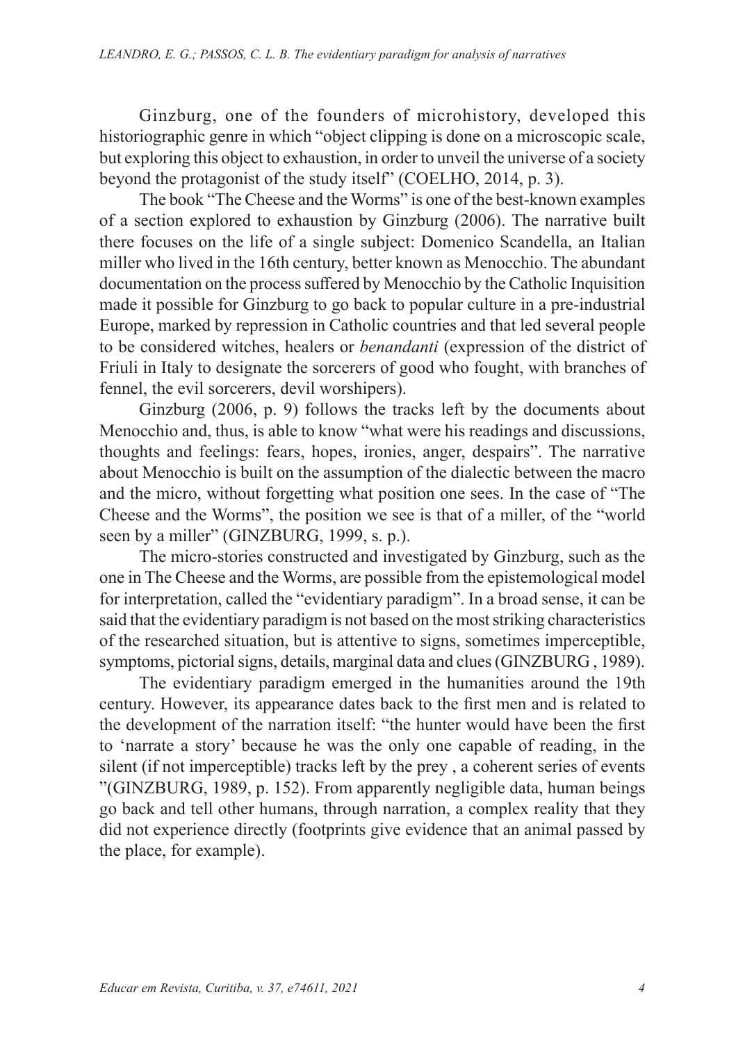Ginzburg, one of the founders of microhistory, developed this historiographic genre in which "object clipping is done on a microscopic scale, but exploring this object to exhaustion, in order to unveil the universe of a society beyond the protagonist of the study itself" (COELHO, 2014, p. 3).

The book "The Cheese and the Worms" is one of the best-known examples of a section explored to exhaustion by Ginzburg (2006). The narrative built there focuses on the life of a single subject: Domenico Scandella, an Italian miller who lived in the 16th century, better known as Menocchio. The abundant documentation on the process suffered by Menocchio by the Catholic Inquisition made it possible for Ginzburg to go back to popular culture in a pre-industrial Europe, marked by repression in Catholic countries and that led several people to be considered witches, healers or *benandanti* (expression of the district of Friuli in Italy to designate the sorcerers of good who fought, with branches of fennel, the evil sorcerers, devil worshipers).

Ginzburg (2006, p. 9) follows the tracks left by the documents about Menocchio and, thus, is able to know "what were his readings and discussions, thoughts and feelings: fears, hopes, ironies, anger, despairs". The narrative about Menocchio is built on the assumption of the dialectic between the macro and the micro, without forgetting what position one sees. In the case of "The Cheese and the Worms", the position we see is that of a miller, of the "world seen by a miller" (GINZBURG, 1999, s. p.).

The micro-stories constructed and investigated by Ginzburg, such as the one in The Cheese and the Worms, are possible from the epistemological model for interpretation, called the "evidentiary paradigm". In a broad sense, it can be said that the evidentiary paradigm is not based on the most striking characteristics of the researched situation, but is attentive to signs, sometimes imperceptible, symptoms, pictorial signs, details, marginal data and clues (GINZBURG , 1989).

The evidentiary paradigm emerged in the humanities around the 19th century. However, its appearance dates back to the first men and is related to the development of the narration itself: "the hunter would have been the first to 'narrate a story' because he was the only one capable of reading, in the silent (if not imperceptible) tracks left by the prey , a coherent series of events "(GINZBURG, 1989, p. 152). From apparently negligible data, human beings go back and tell other humans, through narration, a complex reality that they did not experience directly (footprints give evidence that an animal passed by the place, for example).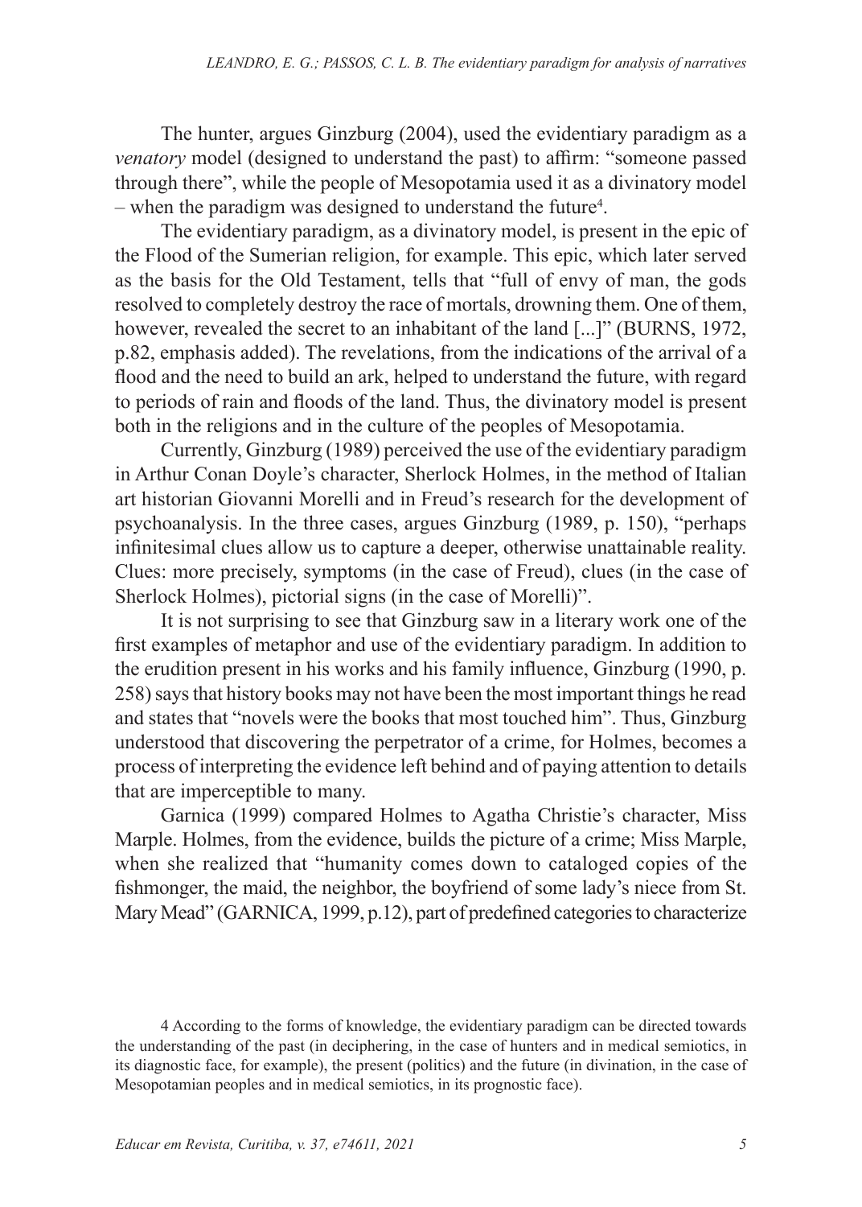The hunter, argues Ginzburg (2004), used the evidentiary paradigm as a *venatory* model (designed to understand the past) to affirm: "someone passed through there", while the people of Mesopotamia used it as a divinatory model – when the paradigm was designed to understand the future[4].

The evidentiary paradigm, as a divinatory model, is present in the epic of the Flood of the Sumerian religion, for example. This epic, which later served as the basis for the Old Testament, tells that "full of envy of man, the gods resolved to completely destroy the race of mortals, drowning them. One of them, however, revealed the secret to an inhabitant of the land [...]" (BURNS, 1972, p.82, emphasis added). The revelations, from the indications of the arrival of a flood and the need to build an ark, helped to understand the future, with regard to periods of rain and floods of the land. Thus, the divinatory model is present both in the religions and in the culture of the peoples of Mesopotamia.

Currently, Ginzburg (1989) perceived the use of the evidentiary paradigm in Arthur Conan Doyle's character, Sherlock Holmes, in the method of Italian art historian Giovanni Morelli and in Freud's research for the development of psychoanalysis. In the three cases, argues Ginzburg (1989, p. 150), "perhaps infinitesimal clues allow us to capture a deeper, otherwise unattainable reality. Clues: more precisely, symptoms (in the case of Freud), clues (in the case of Sherlock Holmes), pictorial signs (in the case of Morelli)".

It is not surprising to see that Ginzburg saw in a literary work one of the first examples of metaphor and use of the evidentiary paradigm. In addition to the erudition present in his works and his family influence, Ginzburg (1990, p. 258) says that history books may not have been the most important things he read and states that "novels were the books that most touched him". Thus, Ginzburg understood that discovering the perpetrator of a crime, for Holmes, becomes a process of interpreting the evidence left behind and of paying attention to details that are imperceptible to many.

Garnica (1999) compared Holmes to Agatha Christie's character, Miss Marple. Holmes, from the evidence, builds the picture of a crime; Miss Marple, when she realized that "humanity comes down to cataloged copies of the fishmonger, the maid, the neighbor, the boyfriend of some lady's niece from St. Mary Mead" (GARNICA, 1999, p.12), part of predefined categories to characterize

4 According to the forms of knowledge, the evidentiary paradigm can be directed towards the understanding of the past (in deciphering, in the case of hunters and in medical semiotics, in its diagnostic face, for example), the present (politics) and the future (in divination, in the case of Mesopotamian peoples and in medical semiotics, in its prognostic face).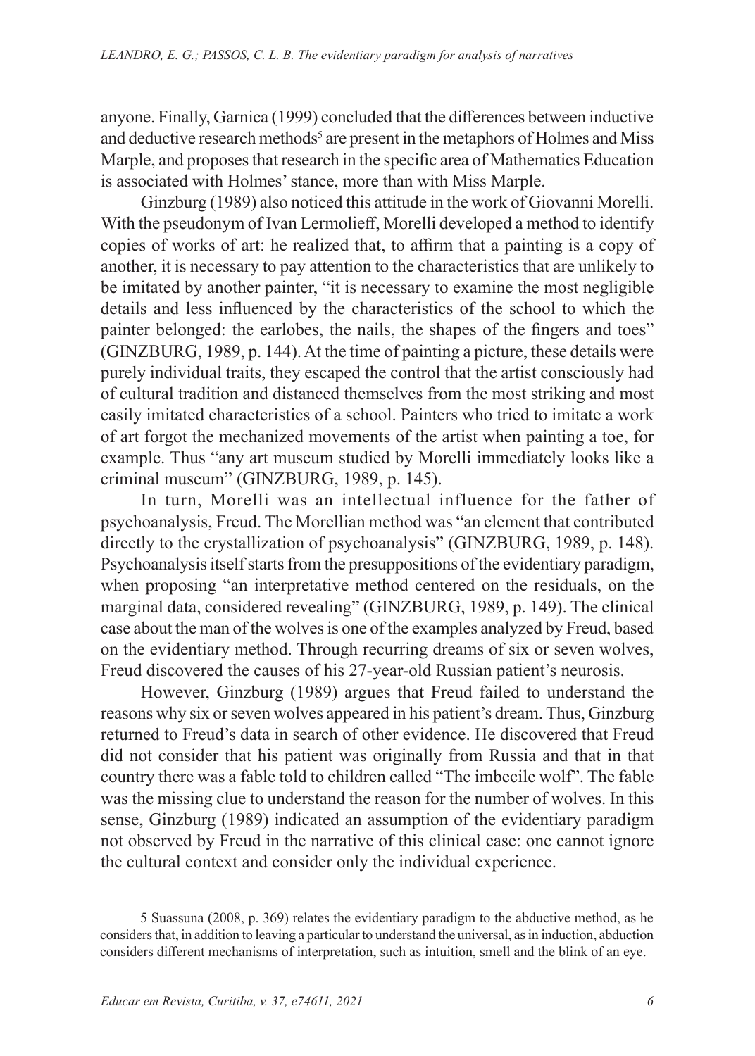anyone. Finally, Garnica (1999) concluded that the differences between inductive and deductive research methods[5] are present in the metaphors of Holmes and Miss Marple, and proposes that research in the specific area of Mathematics Education is associated with Holmes' stance, more than with Miss Marple.

Ginzburg (1989) also noticed this attitude in the work of Giovanni Morelli. With the pseudonym of Ivan Lermolieff, Morelli developed a method to identify copies of works of art: he realized that, to affirm that a painting is a copy of another, it is necessary to pay attention to the characteristics that are unlikely to be imitated by another painter, "it is necessary to examine the most negligible details and less influenced by the characteristics of the school to which the painter belonged: the earlobes, the nails, the shapes of the fingers and toes" (GINZBURG, 1989, p. 144). At the time of painting a picture, these details were purely individual traits, they escaped the control that the artist consciously had of cultural tradition and distanced themselves from the most striking and most easily imitated characteristics of a school. Painters who tried to imitate a work of art forgot the mechanized movements of the artist when painting a toe, for example. Thus "any art museum studied by Morelli immediately looks like a criminal museum" (GINZBURG, 1989, p. 145).

In turn, Morelli was an intellectual influence for the father of psychoanalysis, Freud. The Morellian method was "an element that contributed directly to the crystallization of psychoanalysis" (GINZBURG, 1989, p. 148). Psychoanalysis itself starts from the presuppositions of the evidentiary paradigm, when proposing "an interpretative method centered on the residuals, on the marginal data, considered revealing" (GINZBURG, 1989, p. 149). The clinical case about the man of the wolves is one of the examples analyzed by Freud, based on the evidentiary method. Through recurring dreams of six or seven wolves, Freud discovered the causes of his 27-year-old Russian patient's neurosis.

However, Ginzburg (1989) argues that Freud failed to understand the reasons why six or seven wolves appeared in his patient's dream. Thus, Ginzburg returned to Freud's data in search of other evidence. He discovered that Freud did not consider that his patient was originally from Russia and that in that country there was a fable told to children called "The imbecile wolf". The fable was the missing clue to understand the reason for the number of wolves. In this sense, Ginzburg (1989) indicated an assumption of the evidentiary paradigm not observed by Freud in the narrative of this clinical case: one cannot ignore the cultural context and consider only the individual experience.

5 Suassuna (2008, p. 369) relates the evidentiary paradigm to the abductive method, as he considers that, in addition to leaving a particular to understand the universal, as in induction, abduction considers different mechanisms of interpretation, such as intuition, smell and the blink of an eye.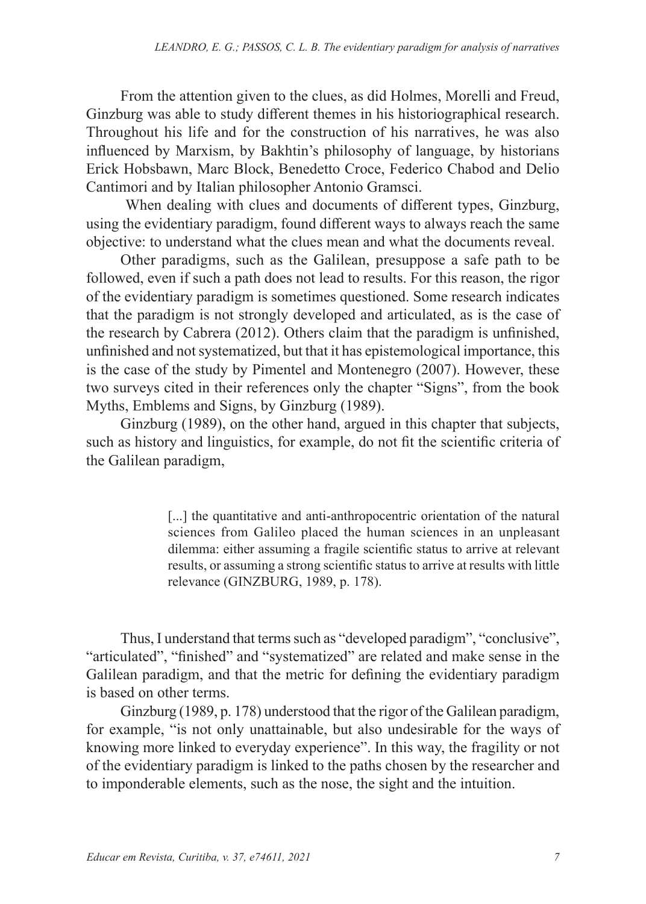From the attention given to the clues, as did Holmes, Morelli and Freud, Ginzburg was able to study different themes in his historiographical research. Throughout his life and for the construction of his narratives, he was also influenced by Marxism, by Bakhtin's philosophy of language, by historians Erick Hobsbawn, Marc Block, Benedetto Croce, Federico Chabod and Delio Cantimori and by Italian philosopher Antonio Gramsci.

When dealing with clues and documents of different types, Ginzburg, using the evidentiary paradigm, found different ways to always reach the same objective: to understand what the clues mean and what the documents reveal.

Other paradigms, such as the Galilean, presuppose a safe path to be followed, even if such a path does not lead to results. For this reason, the rigor of the evidentiary paradigm is sometimes questioned. Some research indicates that the paradigm is not strongly developed and articulated, as is the case of the research by Cabrera (2012). Others claim that the paradigm is unfinished, unfinished and not systematized, but that it has epistemological importance, this is the case of the study by Pimentel and Montenegro (2007). However, these two surveys cited in their references only the chapter "Signs", from the book Myths, Emblems and Signs, by Ginzburg (1989).

Ginzburg (1989), on the other hand, argued in this chapter that subjects, such as history and linguistics, for example, do not fit the scientific criteria of the Galilean paradigm,

> [...] the quantitative and anti-anthropocentric orientation of the natural sciences from Galileo placed the human sciences in an unpleasant dilemma: either assuming a fragile scientific status to arrive at relevant results, or assuming a strong scientific status to arrive at results with little relevance (GINZBURG, 1989, p. 178).

Thus, I understand that terms such as "developed paradigm", "conclusive", "articulated", "finished" and "systematized" are related and make sense in the Galilean paradigm, and that the metric for defining the evidentiary paradigm is based on other terms.

Ginzburg (1989, p. 178) understood that the rigor of the Galilean paradigm, for example, "is not only unattainable, but also undesirable for the ways of knowing more linked to everyday experience". In this way, the fragility or not of the evidentiary paradigm is linked to the paths chosen by the researcher and to imponderable elements, such as the nose, the sight and the intuition.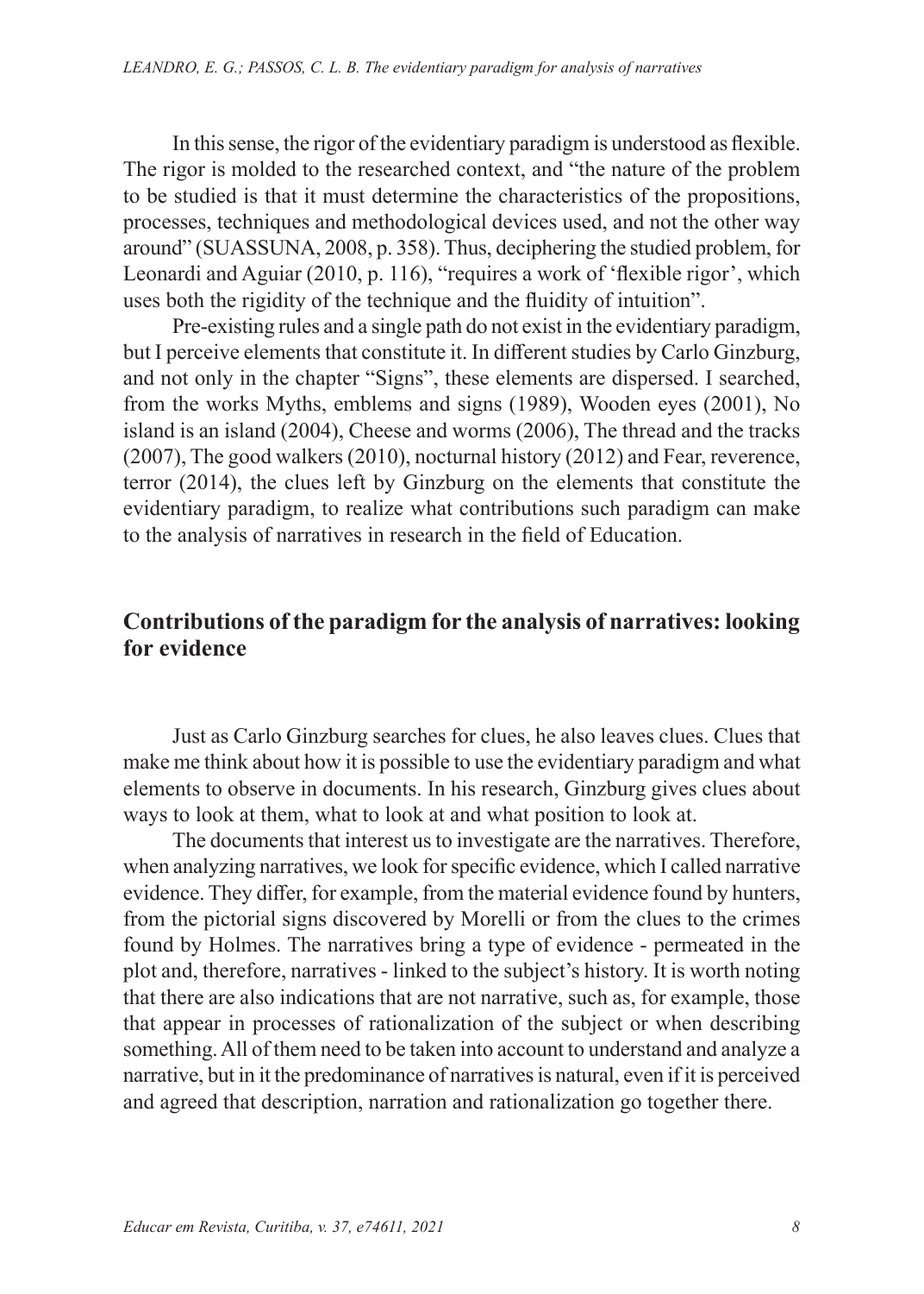In this sense, the rigor of the evidentiary paradigm is understood as flexible. The rigor is molded to the researched context, and "the nature of the problem to be studied is that it must determine the characteristics of the propositions, processes, techniques and methodological devices used, and not the other way around" (SUASSUNA, 2008, p. 358). Thus, deciphering the studied problem, for Leonardi and Aguiar (2010, p. 116), "requires a work of 'flexible rigor', which uses both the rigidity of the technique and the fluidity of intuition".

Pre-existing rules and a single path do not exist in the evidentiary paradigm, but I perceive elements that constitute it. In different studies by Carlo Ginzburg, and not only in the chapter "Signs", these elements are dispersed. I searched, from the works Myths, emblems and signs (1989), Wooden eyes (2001), No island is an island (2004), Cheese and worms (2006), The thread and the tracks (2007), The good walkers (2010), nocturnal history (2012) and Fear, reverence, terror (2014), the clues left by Ginzburg on the elements that constitute the evidentiary paradigm, to realize what contributions such paradigm can make to the analysis of narratives in research in the field of Education.

## Contributions of the paradigm for the analysis of narratives: looking for evidence

Just as Carlo Ginzburg searches for clues, he also leaves clues. Clues that make me think about how it is possible to use the evidentiary paradigm and what elements to observe in documents. In his research, Ginzburg gives clues about ways to look at them, what to look at and what position to look at.

The documents that interest us to investigate are the narratives. Therefore, when analyzing narratives, we look for specific evidence, which I called narrative evidence. They differ, for example, from the material evidence found by hunters, from the pictorial signs discovered by Morelli or from the clues to the crimes found by Holmes. The narratives bring a type of evidence - permeated in the plot and, therefore, narratives - linked to the subject's history. It is worth noting that there are also indications that are not narrative, such as, for example, those that appear in processes of rationalization of the subject or when describing something. All of them need to be taken into account to understand and analyze a narrative, but in it the predominance of narratives is natural, even if it is perceived and agreed that description, narration and rationalization go together there.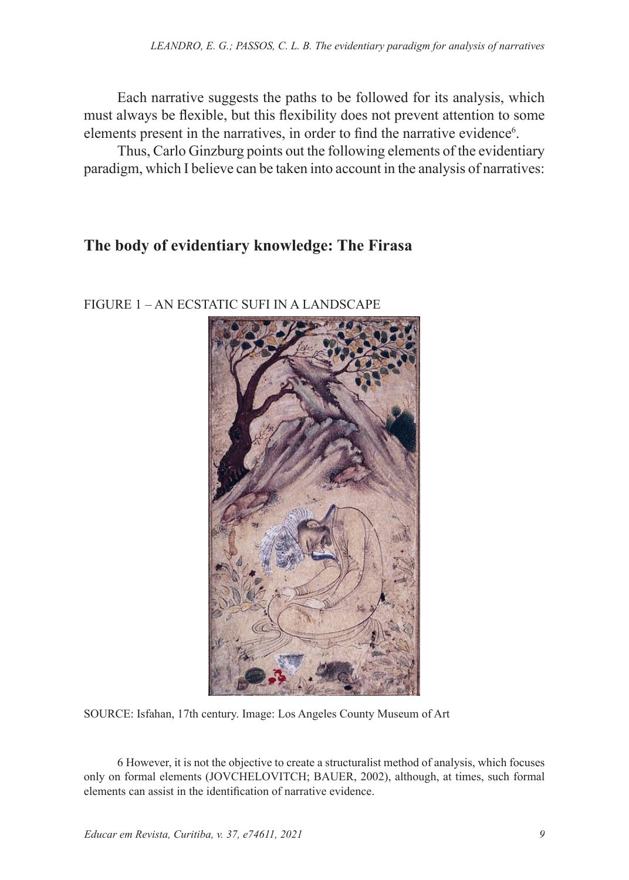Each narrative suggests the paths to be followed for its analysis, which must always be flexible, but this flexibility does not prevent attention to some elements present in the narratives, in order to find the narrative evidence[6].

Thus, Carlo Ginzburg points out the following elements of the evidentiary paradigm, which I believe can be taken into account in the analysis of narratives:

## The body of evidentiary knowledge: The Firasa

FIGURE 1 – AN ECSTATIC SUFI IN A LANDSCAPE

SOURCE: Isfahan, 17th century. Image: Los Angeles County Museum of Art

6 However, it is not the objective to create a structuralist method of analysis, which focuses only on formal elements (JOVCHELOVITCH; BAUER, 2002), although, at times, such formal elements can assist in the identification of narrative evidence.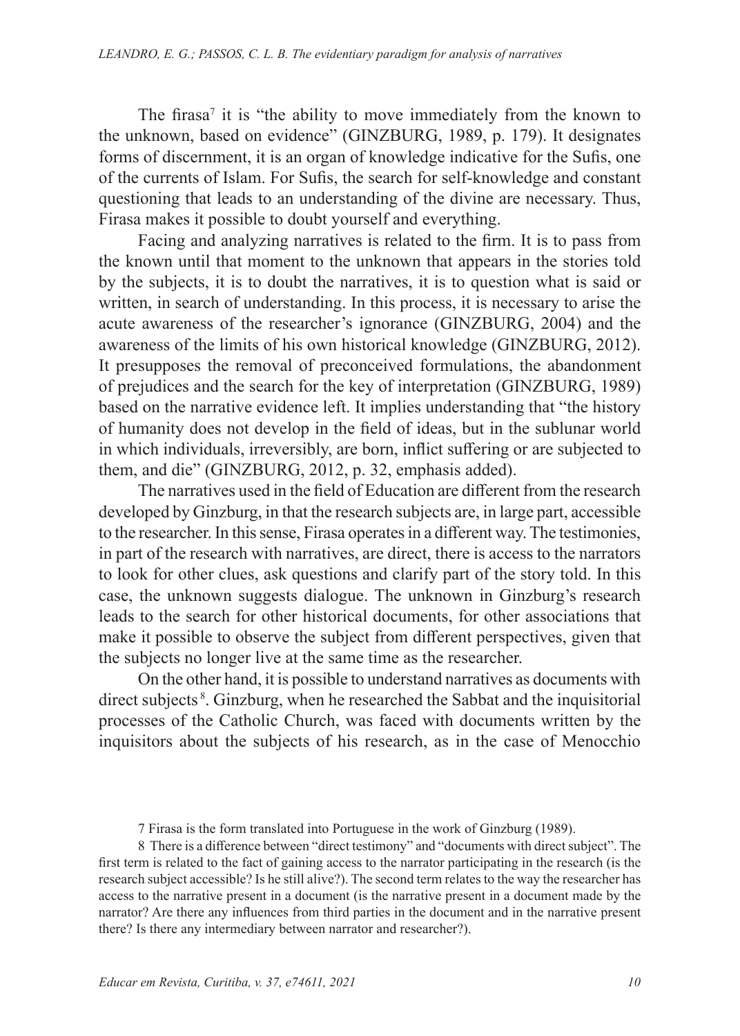The firasa[7] it is "the ability to move immediately from the known to the unknown, based on evidence" (GINZBURG, 1989, p. 179). It designates forms of discernment, it is an organ of knowledge indicative for the Sufis, one of the currents of Islam. For Sufis, the search for self-knowledge and constant questioning that leads to an understanding of the divine are necessary. Thus, Firasa makes it possible to doubt yourself and everything.

Facing and analyzing narratives is related to the firm. It is to pass from the known until that moment to the unknown that appears in the stories told by the subjects, it is to doubt the narratives, it is to question what is said or written, in search of understanding. In this process, it is necessary to arise the acute awareness of the researcher's ignorance (GINZBURG, 2004) and the awareness of the limits of his own historical knowledge (GINZBURG, 2012). It presupposes the removal of preconceived formulations, the abandonment of prejudices and the search for the key of interpretation (GINZBURG, 1989) based on the narrative evidence left. It implies understanding that "the history of humanity does not develop in the field of ideas, but in the sublunar world in which individuals, irreversibly, are born, inflict suffering or are subjected to them, and die" (GINZBURG, 2012, p. 32, emphasis added).

The narratives used in the field of Education are different from the research developed by Ginzburg, in that the research subjects are, in large part, accessible to the researcher. In this sense, Firasa operates in a different way. The testimonies, in part of the research with narratives, are direct, there is access to the narrators to look for other clues, ask questions and clarify part of the story told. In this case, the unknown suggests dialogue. The unknown in Ginzburg's research leads to the search for other historical documents, for other associations that make it possible to observe the subject from different perspectives, given that the subjects no longer live at the same time as the researcher.

On the other hand, it is possible to understand narratives as documents with direct subjects[8]. Ginzburg, when he researched the Sabbat and the inquisitorial processes of the Catholic Church, was faced with documents written by the inquisitors about the subjects of his research, as in the case of Menocchio

7 Firasa is the form translated into Portuguese in the work of Ginzburg (1989).

8 There is a difference between "direct testimony" and "documents with direct subject". The first term is related to the fact of gaining access to the narrator participating in the research (is the research subject accessible? Is he still alive?). The second term relates to the way the researcher has access to the narrative present in a document (is the narrative present in a document made by the narrator? Are there any influences from third parties in the document and in the narrative present there? Is there any intermediary between narrator and researcher?).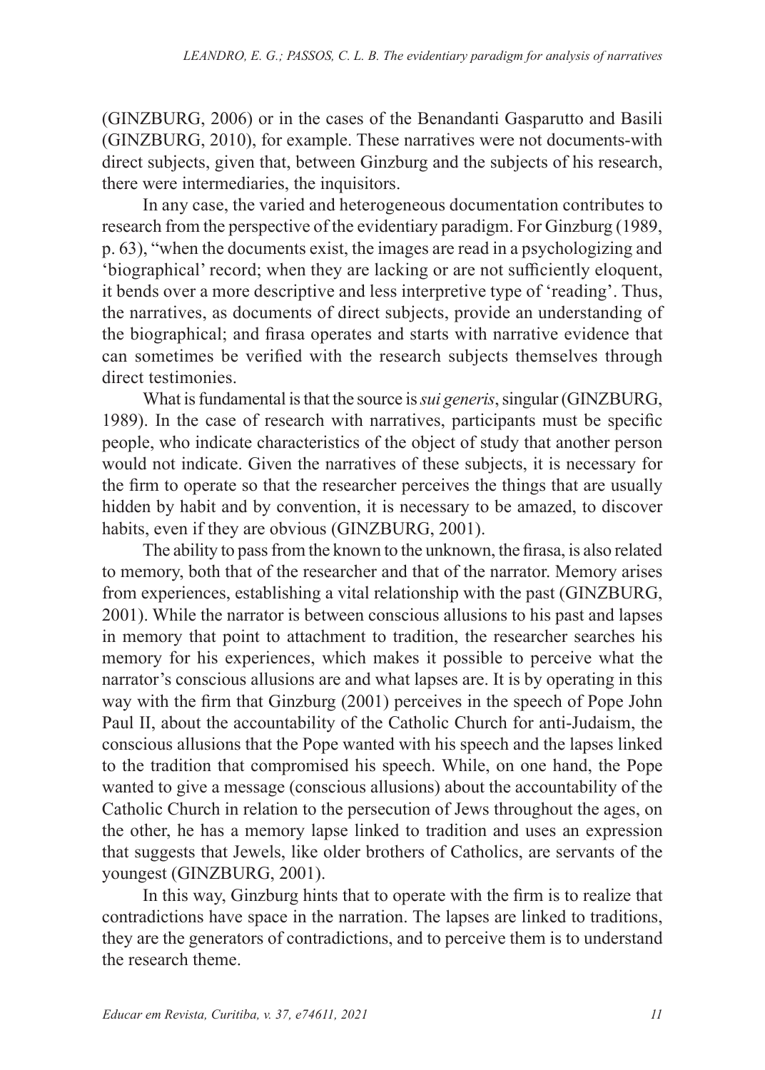(GINZBURG, 2006) or in the cases of the Benandanti Gasparutto and Basili (GINZBURG, 2010), for example. These narratives were not documents-with direct subjects, given that, between Ginzburg and the subjects of his research, there were intermediaries, the inquisitors.

In any case, the varied and heterogeneous documentation contributes to research from the perspective of the evidentiary paradigm. For Ginzburg (1989, p. 63), "when the documents exist, the images are read in a psychologizing and 'biographical' record; when they are lacking or are not sufficiently eloquent, it bends over a more descriptive and less interpretive type of 'reading'. Thus, the narratives, as documents of direct subjects, provide an understanding of the biographical; and firasa operates and starts with narrative evidence that can sometimes be verified with the research subjects themselves through direct testimonies.

What is fundamental is that the source is *sui generis*, singular (GINZBURG, 1989). In the case of research with narratives, participants must be specific people, who indicate characteristics of the object of study that another person would not indicate. Given the narratives of these subjects, it is necessary for the firm to operate so that the researcher perceives the things that are usually hidden by habit and by convention, it is necessary to be amazed, to discover habits, even if they are obvious (GINZBURG, 2001).

The ability to pass from the known to the unknown, the firasa, is also related to memory, both that of the researcher and that of the narrator. Memory arises from experiences, establishing a vital relationship with the past (GINZBURG, 2001). While the narrator is between conscious allusions to his past and lapses in memory that point to attachment to tradition, the researcher searches his memory for his experiences, which makes it possible to perceive what the narrator's conscious allusions are and what lapses are. It is by operating in this way with the firm that Ginzburg (2001) perceives in the speech of Pope John Paul II, about the accountability of the Catholic Church for anti-Judaism, the conscious allusions that the Pope wanted with his speech and the lapses linked to the tradition that compromised his speech. While, on one hand, the Pope wanted to give a message (conscious allusions) about the accountability of the Catholic Church in relation to the persecution of Jews throughout the ages, on the other, he has a memory lapse linked to tradition and uses an expression that suggests that Jewels, like older brothers of Catholics, are servants of the youngest (GINZBURG, 2001).

In this way, Ginzburg hints that to operate with the firm is to realize that contradictions have space in the narration. The lapses are linked to traditions, they are the generators of contradictions, and to perceive them is to understand the research theme.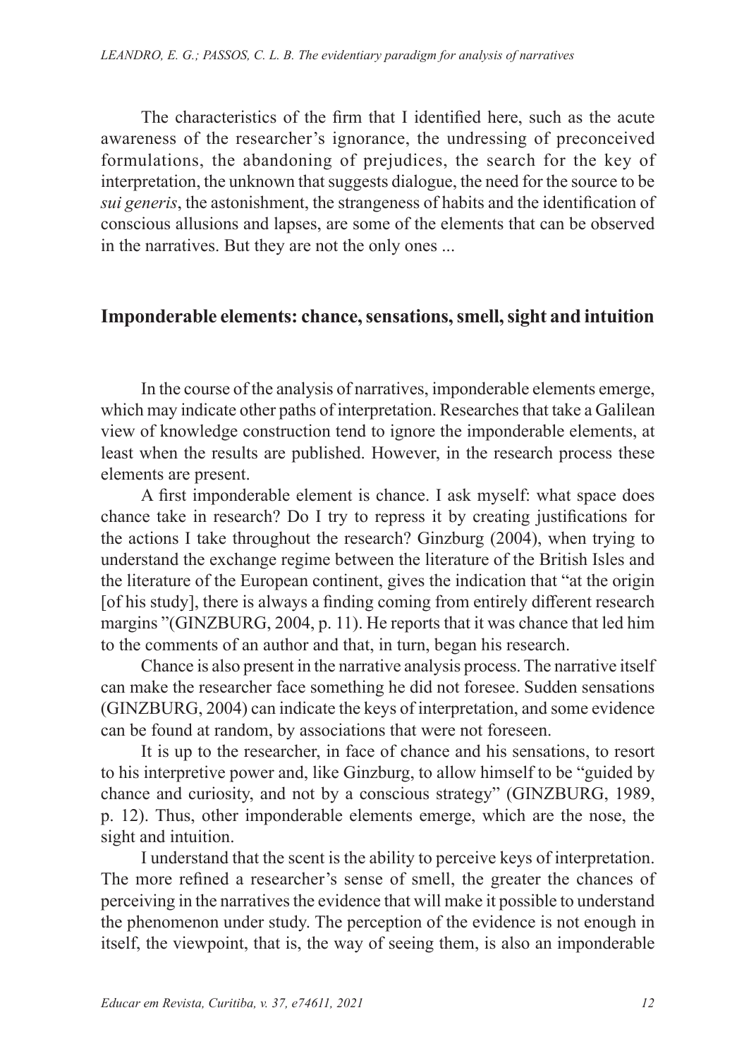The characteristics of the firm that I identified here, such as the acute awareness of the researcher's ignorance, the undressing of preconceived formulations, the abandoning of prejudices, the search for the key of interpretation, the unknown that suggests dialogue, the need for the source to be *sui generis*, the astonishment, the strangeness of habits and the identification of conscious allusions and lapses, are some of the elements that can be observed in the narratives. But they are not the only ones ...

## Imponderable elements: chance, sensations, smell, sight and intuition

In the course of the analysis of narratives, imponderable elements emerge, which may indicate other paths of interpretation. Researches that take a Galilean view of knowledge construction tend to ignore the imponderable elements, at least when the results are published. However, in the research process these elements are present.

A first imponderable element is chance. I ask myself: what space does chance take in research? Do I try to repress it by creating justifications for the actions I take throughout the research? Ginzburg (2004), when trying to understand the exchange regime between the literature of the British Isles and the literature of the European continent, gives the indication that "at the origin [of his study], there is always a finding coming from entirely different research margins "(GINZBURG, 2004, p. 11). He reports that it was chance that led him to the comments of an author and that, in turn, began his research.

Chance is also present in the narrative analysis process. The narrative itself can make the researcher face something he did not foresee. Sudden sensations (GINZBURG, 2004) can indicate the keys of interpretation, and some evidence can be found at random, by associations that were not foreseen.

It is up to the researcher, in face of chance and his sensations, to resort to his interpretive power and, like Ginzburg, to allow himself to be "guided by chance and curiosity, and not by a conscious strategy" (GINZBURG, 1989, p. 12). Thus, other imponderable elements emerge, which are the nose, the sight and intuition.

I understand that the scent is the ability to perceive keys of interpretation. The more refined a researcher's sense of smell, the greater the chances of perceiving in the narratives the evidence that will make it possible to understand the phenomenon under study. The perception of the evidence is not enough in itself, the viewpoint, that is, the way of seeing them, is also an imponderable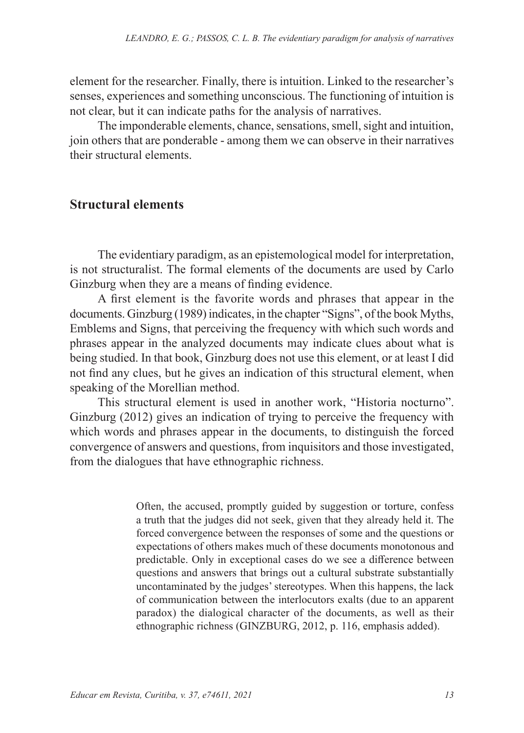element for the researcher. Finally, there is intuition. Linked to the researcher's senses, experiences and something unconscious. The functioning of intuition is not clear, but it can indicate paths for the analysis of narratives.

The imponderable elements, chance, sensations, smell, sight and intuition, join others that are ponderable - among them we can observe in their narratives their structural elements.

## Structural elements

The evidentiary paradigm, as an epistemological model for interpretation, is not structuralist. The formal elements of the documents are used by Carlo Ginzburg when they are a means of finding evidence.

A first element is the favorite words and phrases that appear in the documents. Ginzburg (1989) indicates, in the chapter "Signs", of the book Myths, Emblems and Signs, that perceiving the frequency with which such words and phrases appear in the analyzed documents may indicate clues about what is being studied. In that book, Ginzburg does not use this element, or at least I did not find any clues, but he gives an indication of this structural element, when speaking of the Morellian method.

This structural element is used in another work, "Historia nocturno". Ginzburg (2012) gives an indication of trying to perceive the frequency with which words and phrases appear in the documents, to distinguish the forced convergence of answers and questions, from inquisitors and those investigated, from the dialogues that have ethnographic richness.

> Often, the accused, promptly guided by suggestion or torture, confess a truth that the judges did not seek, given that they already held it. The forced convergence between the responses of some and the questions or expectations of others makes much of these documents monotonous and predictable. Only in exceptional cases do we see a difference between questions and answers that brings out a cultural substrate substantially uncontaminated by the judges' stereotypes. When this happens, the lack of communication between the interlocutors exalts (due to an apparent paradox) the dialogical character of the documents, as well as their ethnographic richness (GINZBURG, 2012, p. 116, emphasis added).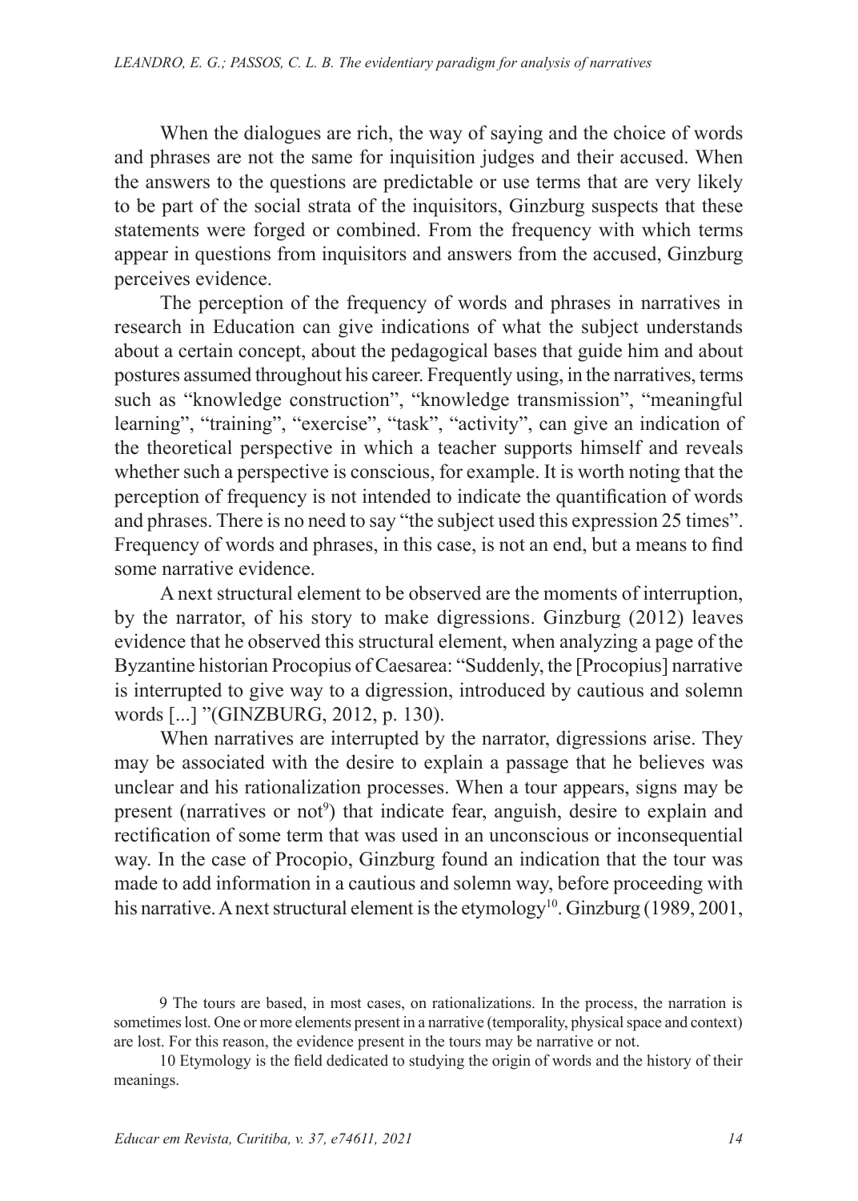When the dialogues are rich, the way of saying and the choice of words and phrases are not the same for inquisition judges and their accused. When the answers to the questions are predictable or use terms that are very likely to be part of the social strata of the inquisitors, Ginzburg suspects that these statements were forged or combined. From the frequency with which terms appear in questions from inquisitors and answers from the accused, Ginzburg perceives evidence.

The perception of the frequency of words and phrases in narratives in research in Education can give indications of what the subject understands about a certain concept, about the pedagogical bases that guide him and about postures assumed throughout his career. Frequently using, in the narratives, terms such as "knowledge construction", "knowledge transmission", "meaningful learning", "training", "exercise", "task", "activity", can give an indication of the theoretical perspective in which a teacher supports himself and reveals whether such a perspective is conscious, for example. It is worth noting that the perception of frequency is not intended to indicate the quantification of words and phrases. There is no need to say "the subject used this expression 25 times". Frequency of words and phrases, in this case, is not an end, but a means to find some narrative evidence.

A next structural element to be observed are the moments of interruption, by the narrator, of his story to make digressions. Ginzburg (2012) leaves evidence that he observed this structural element, when analyzing a page of the Byzantine historian Procopius of Caesarea: "Suddenly, the [Procopius] narrative is interrupted to give way to a digression, introduced by cautious and solemn words [...] "(GINZBURG, 2012, p. 130).

When narratives are interrupted by the narrator, digressions arise. They may be associated with the desire to explain a passage that he believes was unclear and his rationalization processes. When a tour appears, signs may be present (narratives or not[9]) that indicate fear, anguish, desire to explain and rectification of some term that was used in an unconscious or inconsequential way. In the case of Procopio, Ginzburg found an indication that the tour was made to add information in a cautious and solemn way, before proceeding with his narrative. A next structural element is the etymology[10]. Ginzburg (1989, 2001,

9 The tours are based, in most cases, on rationalizations. In the process, the narration is sometimes lost. One or more elements present in a narrative (temporality, physical space and context) are lost. For this reason, the evidence present in the tours may be narrative or not.

10 Etymology is the field dedicated to studying the origin of words and the history of their meanings.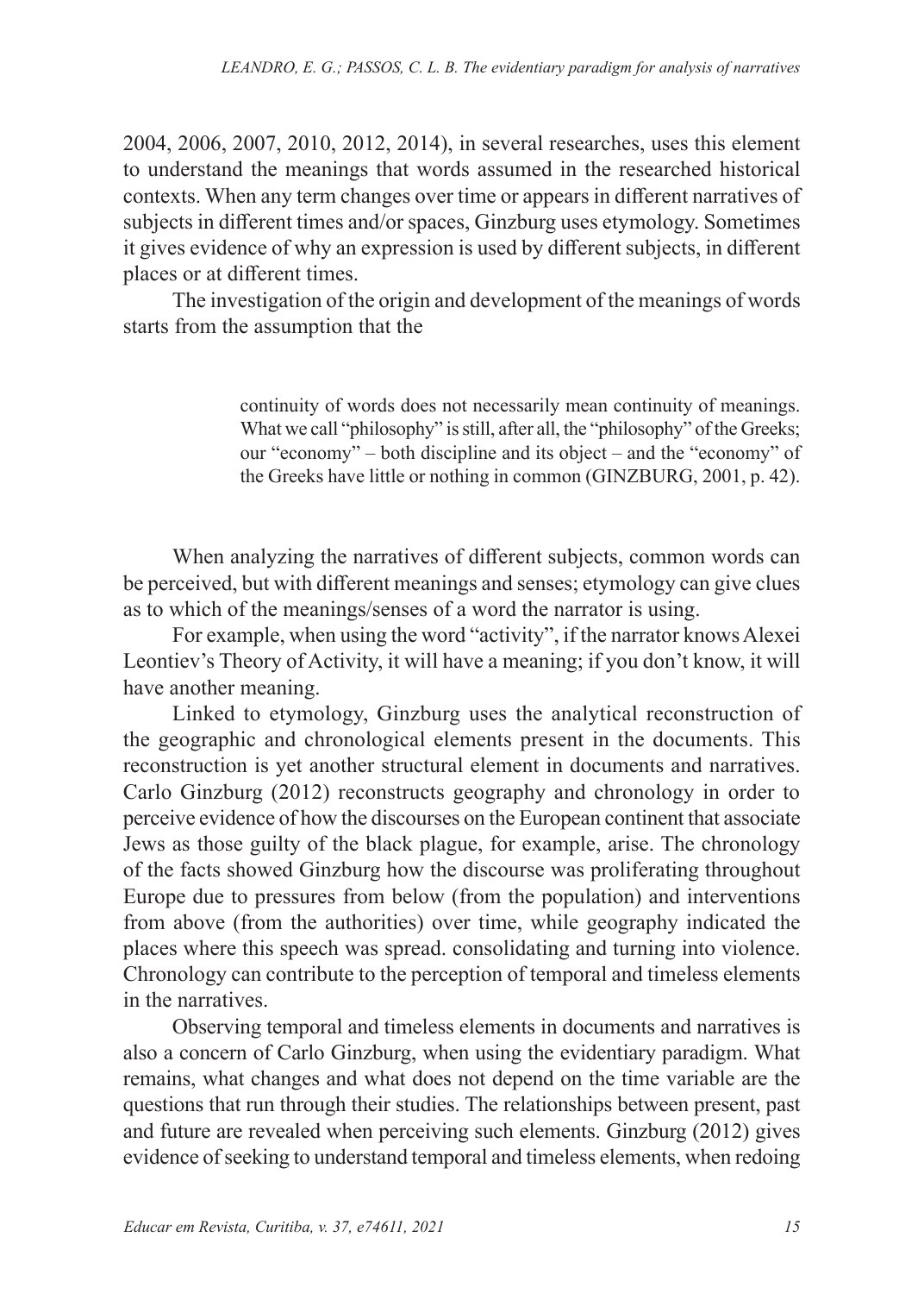2004, 2006, 2007, 2010, 2012, 2014), in several researches, uses this element to understand the meanings that words assumed in the researched historical contexts. When any term changes over time or appears in different narratives of subjects in different times and/or spaces, Ginzburg uses etymology. Sometimes it gives evidence of why an expression is used by different subjects, in different places or at different times.

The investigation of the origin and development of the meanings of words starts from the assumption that the

> continuity of words does not necessarily mean continuity of meanings. What we call "philosophy" is still, after all, the "philosophy" of the Greeks; our "economy" – both discipline and its object – and the "economy" of the Greeks have little or nothing in common (GINZBURG, 2001, p. 42).

When analyzing the narratives of different subjects, common words can be perceived, but with different meanings and senses; etymology can give clues as to which of the meanings/senses of a word the narrator is using.

For example, when using the word "activity", if the narrator knows Alexei Leontiev's Theory of Activity, it will have a meaning; if you don't know, it will have another meaning.

Linked to etymology, Ginzburg uses the analytical reconstruction of the geographic and chronological elements present in the documents. This reconstruction is yet another structural element in documents and narratives. Carlo Ginzburg (2012) reconstructs geography and chronology in order to perceive evidence of how the discourses on the European continent that associate Jews as those guilty of the black plague, for example, arise. The chronology of the facts showed Ginzburg how the discourse was proliferating throughout Europe due to pressures from below (from the population) and interventions from above (from the authorities) over time, while geography indicated the places where this speech was spread. consolidating and turning into violence. Chronology can contribute to the perception of temporal and timeless elements in the narratives.

Observing temporal and timeless elements in documents and narratives is also a concern of Carlo Ginzburg, when using the evidentiary paradigm. What remains, what changes and what does not depend on the time variable are the questions that run through their studies. The relationships between present, past and future are revealed when perceiving such elements. Ginzburg (2012) gives evidence of seeking to understand temporal and timeless elements, when redoing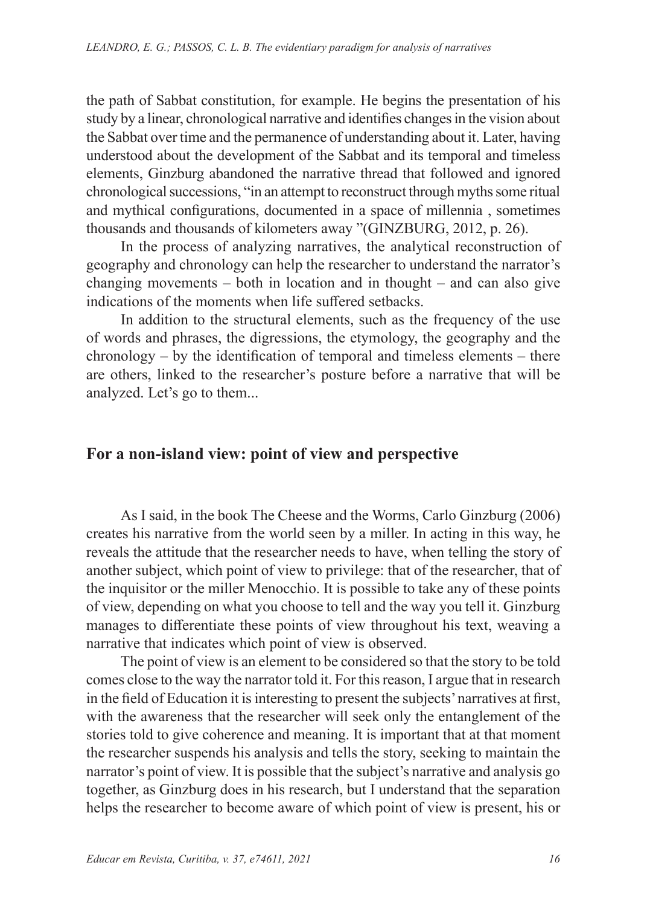the path of Sabbat constitution, for example. He begins the presentation of his study by a linear, chronological narrative and identifies changes in the vision about the Sabbat over time and the permanence of understanding about it. Later, having understood about the development of the Sabbat and its temporal and timeless elements, Ginzburg abandoned the narrative thread that followed and ignored chronological successions, "in an attempt to reconstruct through myths some ritual and mythical configurations, documented in a space of millennia , sometimes thousands and thousands of kilometers away "(GINZBURG, 2012, p. 26).

In the process of analyzing narratives, the analytical reconstruction of geography and chronology can help the researcher to understand the narrator's changing movements – both in location and in thought – and can also give indications of the moments when life suffered setbacks.

In addition to the structural elements, such as the frequency of the use of words and phrases, the digressions, the etymology, the geography and the chronology – by the identification of temporal and timeless elements – there are others, linked to the researcher's posture before a narrative that will be analyzed. Let's go to them...

## For a non-island view: point of view and perspective

As I said, in the book The Cheese and the Worms, Carlo Ginzburg (2006) creates his narrative from the world seen by a miller. In acting in this way, he reveals the attitude that the researcher needs to have, when telling the story of another subject, which point of view to privilege: that of the researcher, that of the inquisitor or the miller Menocchio. It is possible to take any of these points of view, depending on what you choose to tell and the way you tell it. Ginzburg manages to differentiate these points of view throughout his text, weaving a narrative that indicates which point of view is observed.

The point of view is an element to be considered so that the story to be told comes close to the way the narrator told it. For this reason, I argue that in research in the field of Education it is interesting to present the subjects' narratives at first, with the awareness that the researcher will seek only the entanglement of the stories told to give coherence and meaning. It is important that at that moment the researcher suspends his analysis and tells the story, seeking to maintain the narrator's point of view. It is possible that the subject's narrative and analysis go together, as Ginzburg does in his research, but I understand that the separation helps the researcher to become aware of which point of view is present, his or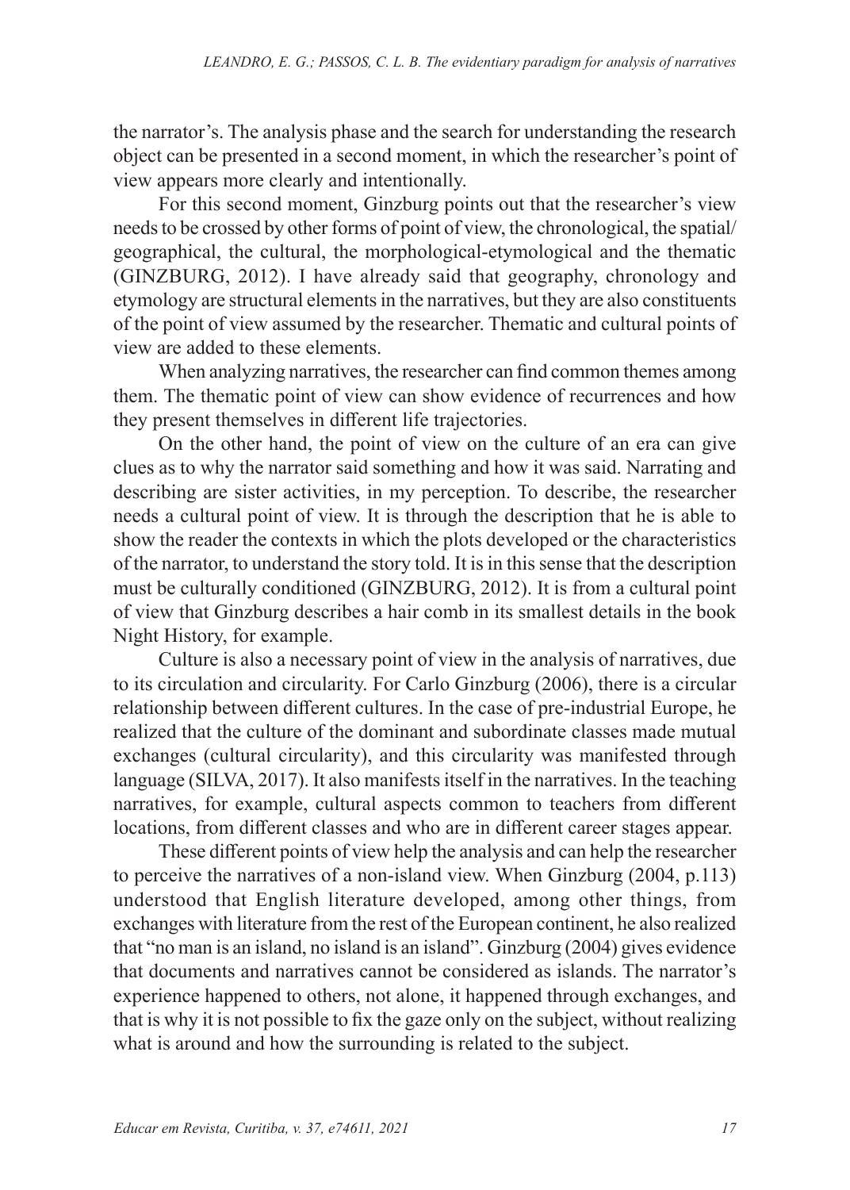the narrator's. The analysis phase and the search for understanding the research object can be presented in a second moment, in which the researcher's point of view appears more clearly and intentionally.

For this second moment, Ginzburg points out that the researcher's view needs to be crossed by other forms of point of view, the chronological, the spatial/ geographical, the cultural, the morphological-etymological and the thematic (GINZBURG, 2012). I have already said that geography, chronology and etymology are structural elements in the narratives, but they are also constituents of the point of view assumed by the researcher. Thematic and cultural points of view are added to these elements.

When analyzing narratives, the researcher can find common themes among them. The thematic point of view can show evidence of recurrences and how they present themselves in different life trajectories.

On the other hand, the point of view on the culture of an era can give clues as to why the narrator said something and how it was said. Narrating and describing are sister activities, in my perception. To describe, the researcher needs a cultural point of view. It is through the description that he is able to show the reader the contexts in which the plots developed or the characteristics of the narrator, to understand the story told. It is in this sense that the description must be culturally conditioned (GINZBURG, 2012). It is from a cultural point of view that Ginzburg describes a hair comb in its smallest details in the book Night History, for example.

Culture is also a necessary point of view in the analysis of narratives, due to its circulation and circularity. For Carlo Ginzburg (2006), there is a circular relationship between different cultures. In the case of pre-industrial Europe, he realized that the culture of the dominant and subordinate classes made mutual exchanges (cultural circularity), and this circularity was manifested through language (SILVA, 2017). It also manifests itself in the narratives. In the teaching narratives, for example, cultural aspects common to teachers from different locations, from different classes and who are in different career stages appear.

These different points of view help the analysis and can help the researcher to perceive the narratives of a non-island view. When Ginzburg (2004, p.113) understood that English literature developed, among other things, from exchanges with literature from the rest of the European continent, he also realized that "no man is an island, no island is an island". Ginzburg (2004) gives evidence that documents and narratives cannot be considered as islands. The narrator's experience happened to others, not alone, it happened through exchanges, and that is why it is not possible to fix the gaze only on the subject, without realizing what is around and how the surrounding is related to the subject.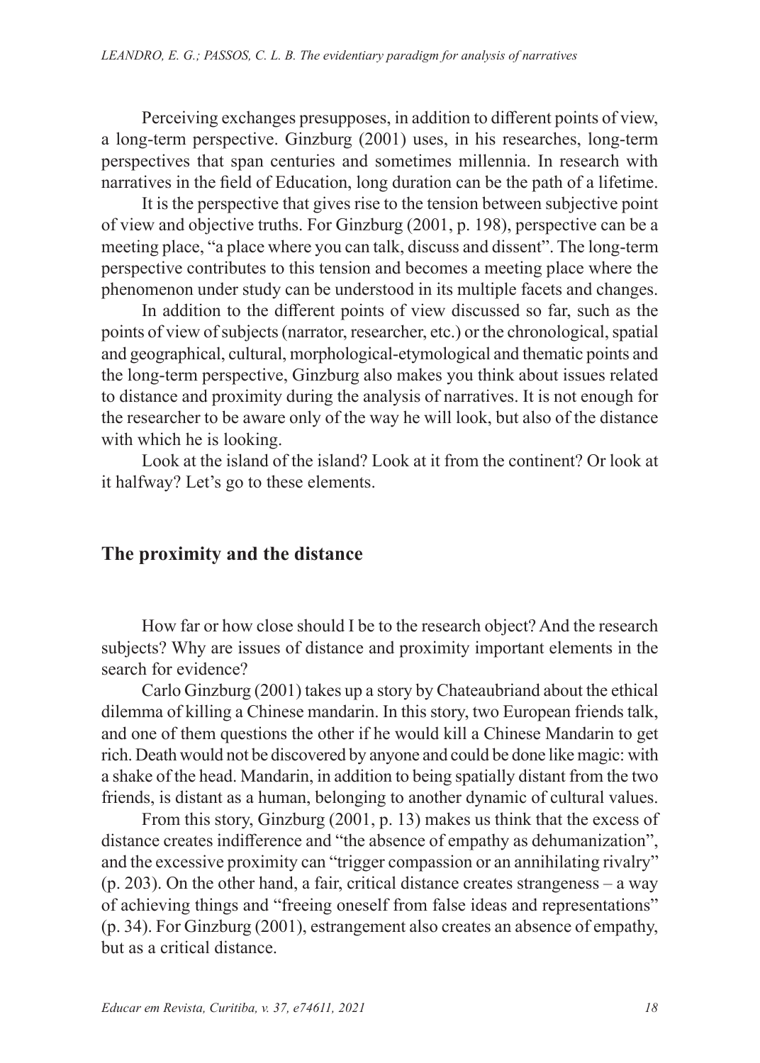Perceiving exchanges presupposes, in addition to different points of view, a long-term perspective. Ginzburg (2001) uses, in his researches, long-term perspectives that span centuries and sometimes millennia. In research with narratives in the field of Education, long duration can be the path of a lifetime.

It is the perspective that gives rise to the tension between subjective point of view and objective truths. For Ginzburg (2001, p. 198), perspective can be a meeting place, "a place where you can talk, discuss and dissent". The long-term perspective contributes to this tension and becomes a meeting place where the phenomenon under study can be understood in its multiple facets and changes.

In addition to the different points of view discussed so far, such as the points of view of subjects (narrator, researcher, etc.) or the chronological, spatial and geographical, cultural, morphological-etymological and thematic points and the long-term perspective, Ginzburg also makes you think about issues related to distance and proximity during the analysis of narratives. It is not enough for the researcher to be aware only of the way he will look, but also of the distance with which he is looking.

Look at the island of the island? Look at it from the continent? Or look at it halfway? Let's go to these elements.

## The proximity and the distance

How far or how close should I be to the research object? And the research subjects? Why are issues of distance and proximity important elements in the search for evidence?

Carlo Ginzburg (2001) takes up a story by Chateaubriand about the ethical dilemma of killing a Chinese mandarin. In this story, two European friends talk, and one of them questions the other if he would kill a Chinese Mandarin to get rich. Death would not be discovered by anyone and could be done like magic: with a shake of the head. Mandarin, in addition to being spatially distant from the two friends, is distant as a human, belonging to another dynamic of cultural values.

From this story, Ginzburg (2001, p. 13) makes us think that the excess of distance creates indifference and "the absence of empathy as dehumanization", and the excessive proximity can "trigger compassion or an annihilating rivalry" (p. 203). On the other hand, a fair, critical distance creates strangeness – a way of achieving things and "freeing oneself from false ideas and representations" (p. 34). For Ginzburg (2001), estrangement also creates an absence of empathy, but as a critical distance.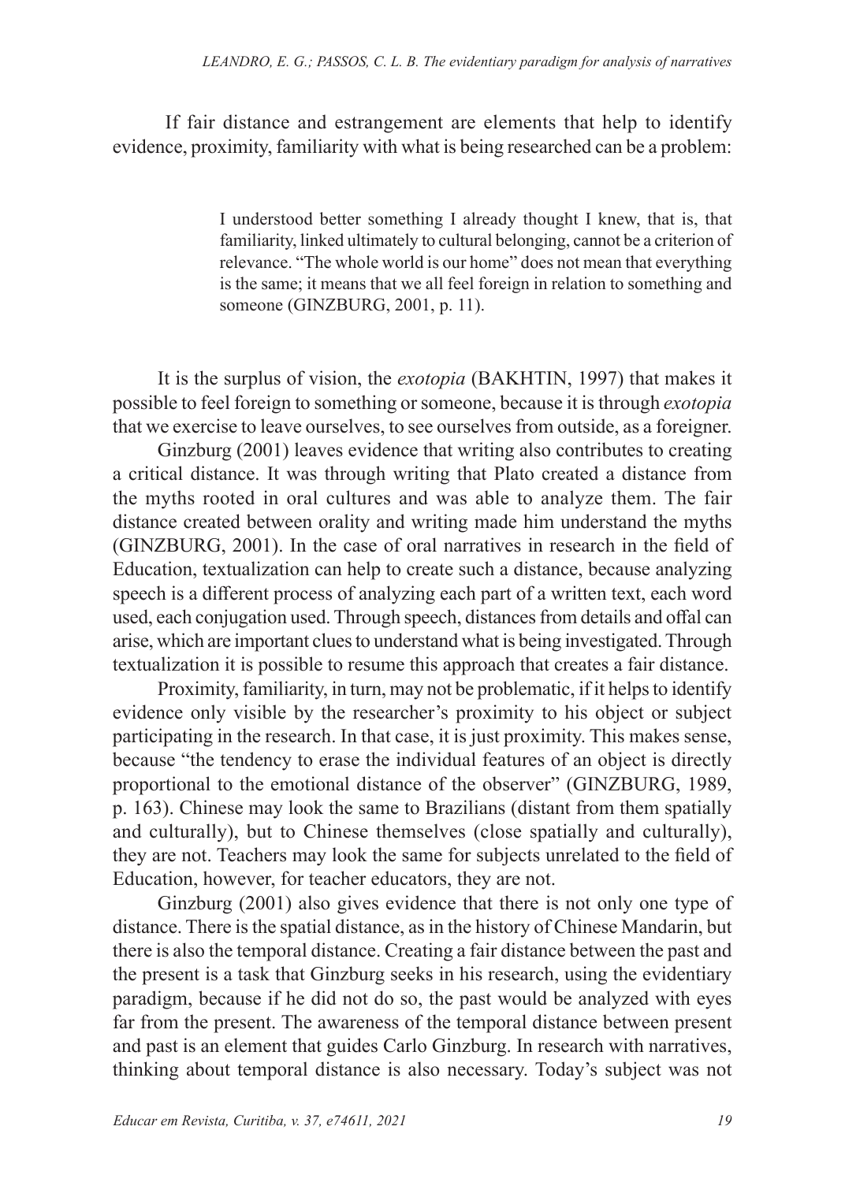If fair distance and estrangement are elements that help to identify evidence, proximity, familiarity with what is being researched can be a problem:

> I understood better something I already thought I knew, that is, that familiarity, linked ultimately to cultural belonging, cannot be a criterion of relevance. "The whole world is our home" does not mean that everything is the same; it means that we all feel foreign in relation to something and someone (GINZBURG, 2001, p. 11).

It is the surplus of vision, the *exotopia* (BAKHTIN, 1997) that makes it possible to feel foreign to something or someone, because it is through *exotopia* that we exercise to leave ourselves, to see ourselves from outside, as a foreigner.

Ginzburg (2001) leaves evidence that writing also contributes to creating a critical distance. It was through writing that Plato created a distance from the myths rooted in oral cultures and was able to analyze them. The fair distance created between orality and writing made him understand the myths (GINZBURG, 2001). In the case of oral narratives in research in the field of Education, textualization can help to create such a distance, because analyzing speech is a different process of analyzing each part of a written text, each word used, each conjugation used. Through speech, distances from details and offal can arise, which are important clues to understand what is being investigated. Through textualization it is possible to resume this approach that creates a fair distance.

Proximity, familiarity, in turn, may not be problematic, if it helps to identify evidence only visible by the researcher's proximity to his object or subject participating in the research. In that case, it is just proximity. This makes sense, because "the tendency to erase the individual features of an object is directly proportional to the emotional distance of the observer" (GINZBURG, 1989, p. 163). Chinese may look the same to Brazilians (distant from them spatially and culturally), but to Chinese themselves (close spatially and culturally), they are not. Teachers may look the same for subjects unrelated to the field of Education, however, for teacher educators, they are not.

Ginzburg (2001) also gives evidence that there is not only one type of distance. There is the spatial distance, as in the history of Chinese Mandarin, but there is also the temporal distance. Creating a fair distance between the past and the present is a task that Ginzburg seeks in his research, using the evidentiary paradigm, because if he did not do so, the past would be analyzed with eyes far from the present. The awareness of the temporal distance between present and past is an element that guides Carlo Ginzburg. In research with narratives, thinking about temporal distance is also necessary. Today's subject was not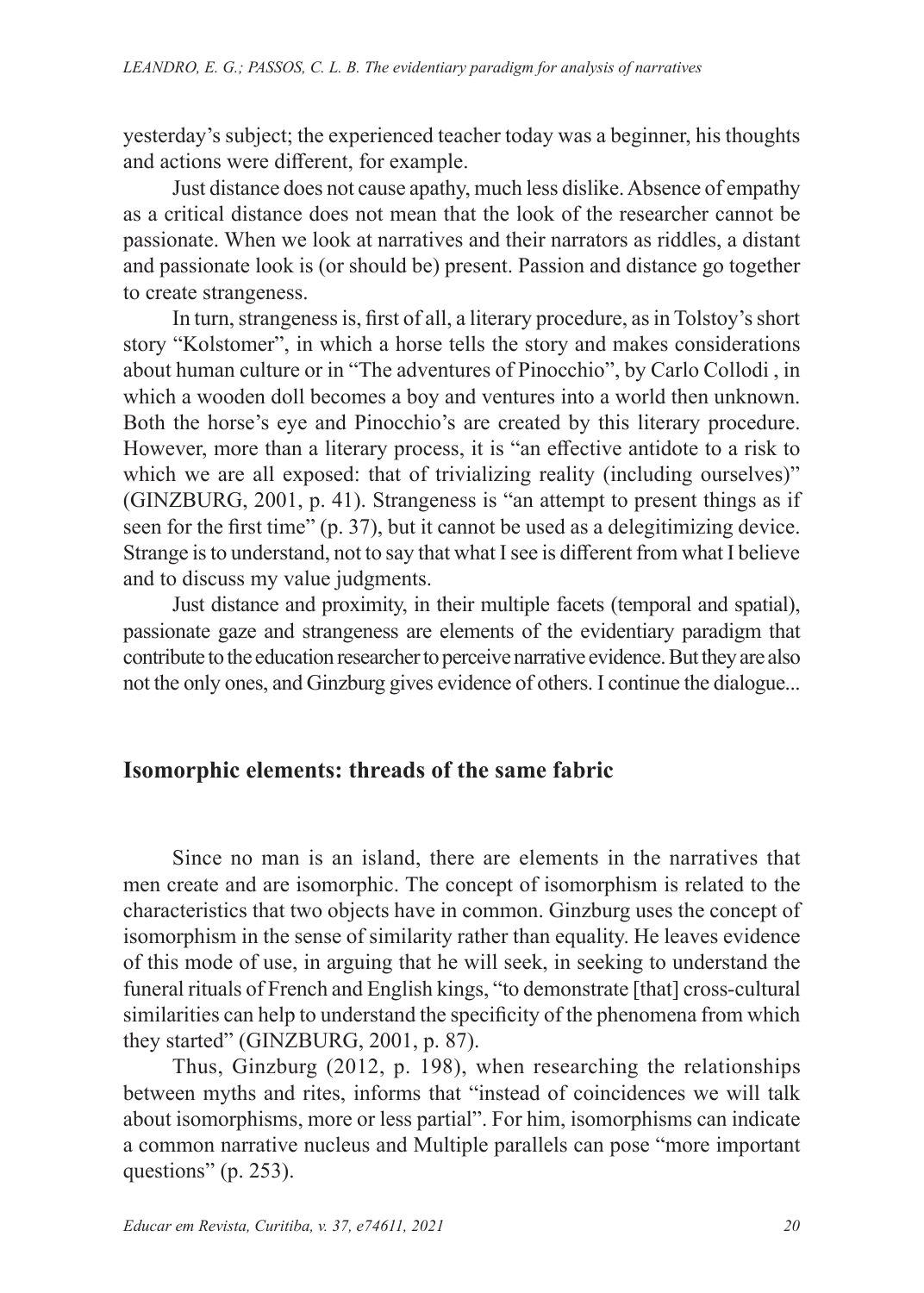yesterday's subject; the experienced teacher today was a beginner, his thoughts and actions were different, for example.

Just distance does not cause apathy, much less dislike. Absence of empathy as a critical distance does not mean that the look of the researcher cannot be passionate. When we look at narratives and their narrators as riddles, a distant and passionate look is (or should be) present. Passion and distance go together to create strangeness.

In turn, strangeness is, first of all, a literary procedure, as in Tolstoy's short story "Kolstomer", in which a horse tells the story and makes considerations about human culture or in "The adventures of Pinocchio", by Carlo Collodi , in which a wooden doll becomes a boy and ventures into a world then unknown. Both the horse's eye and Pinocchio's are created by this literary procedure. However, more than a literary process, it is "an effective antidote to a risk to which we are all exposed: that of trivializing reality (including ourselves)" (GINZBURG, 2001, p. 41). Strangeness is "an attempt to present things as if seen for the first time" (p. 37), but it cannot be used as a delegitimizing device. Strange is to understand, not to say that what I see is different from what I believe and to discuss my value judgments.

Just distance and proximity, in their multiple facets (temporal and spatial), passionate gaze and strangeness are elements of the evidentiary paradigm that contribute to the education researcher to perceive narrative evidence. But they are also not the only ones, and Ginzburg gives evidence of others. I continue the dialogue...

## Isomorphic elements: threads of the same fabric

Since no man is an island, there are elements in the narratives that men create and are isomorphic. The concept of isomorphism is related to the characteristics that two objects have in common. Ginzburg uses the concept of isomorphism in the sense of similarity rather than equality. He leaves evidence of this mode of use, in arguing that he will seek, in seeking to understand the funeral rituals of French and English kings, "to demonstrate [that] cross-cultural similarities can help to understand the specificity of the phenomena from which they started" (GINZBURG, 2001, p. 87).

Thus, Ginzburg (2012, p. 198), when researching the relationships between myths and rites, informs that "instead of coincidences we will talk about isomorphisms, more or less partial". For him, isomorphisms can indicate a common narrative nucleus and Multiple parallels can pose "more important questions" (p. 253).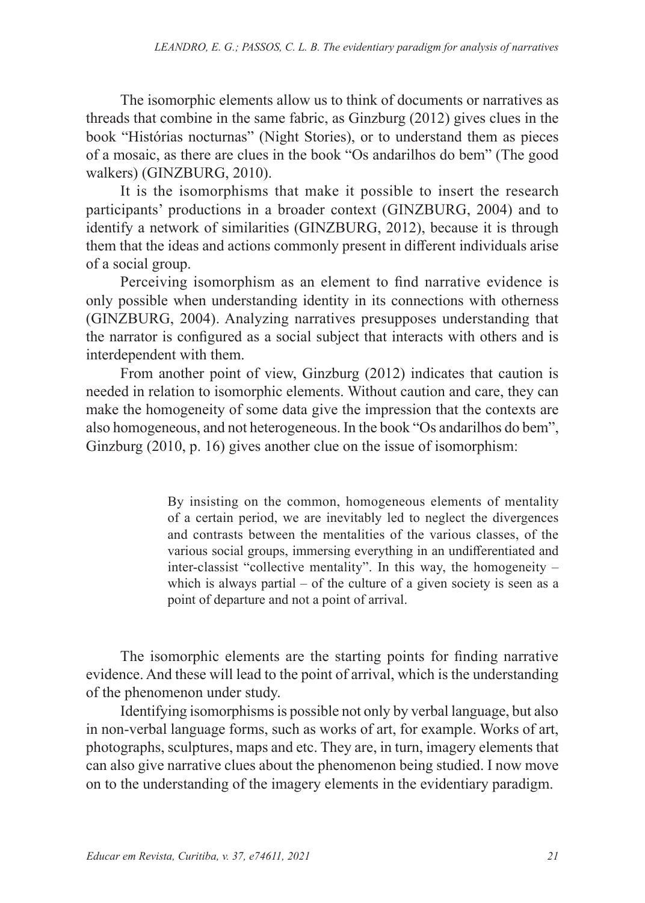The isomorphic elements allow us to think of documents or narratives as threads that combine in the same fabric, as Ginzburg (2012) gives clues in the book "Histórias nocturnas" (Night Stories), or to understand them as pieces of a mosaic, as there are clues in the book "Os andarilhos do bem" (The good walkers) (GINZBURG, 2010).

It is the isomorphisms that make it possible to insert the research participants' productions in a broader context (GINZBURG, 2004) and to identify a network of similarities (GINZBURG, 2012), because it is through them that the ideas and actions commonly present in different individuals arise of a social group.

Perceiving isomorphism as an element to find narrative evidence is only possible when understanding identity in its connections with otherness (GINZBURG, 2004). Analyzing narratives presupposes understanding that the narrator is configured as a social subject that interacts with others and is interdependent with them.

From another point of view, Ginzburg (2012) indicates that caution is needed in relation to isomorphic elements. Without caution and care, they can make the homogeneity of some data give the impression that the contexts are also homogeneous, and not heterogeneous. In the book "Os andarilhos do bem", Ginzburg (2010, p. 16) gives another clue on the issue of isomorphism:

> By insisting on the common, homogeneous elements of mentality of a certain period, we are inevitably led to neglect the divergences and contrasts between the mentalities of the various classes, of the various social groups, immersing everything in an undifferentiated and inter-classist "collective mentality". In this way, the homogeneity – which is always partial – of the culture of a given society is seen as a point of departure and not a point of arrival.

The isomorphic elements are the starting points for finding narrative evidence. And these will lead to the point of arrival, which is the understanding of the phenomenon under study.

Identifying isomorphisms is possible not only by verbal language, but also in non-verbal language forms, such as works of art, for example. Works of art, photographs, sculptures, maps and etc. They are, in turn, imagery elements that can also give narrative clues about the phenomenon being studied. I now move on to the understanding of the imagery elements in the evidentiary paradigm.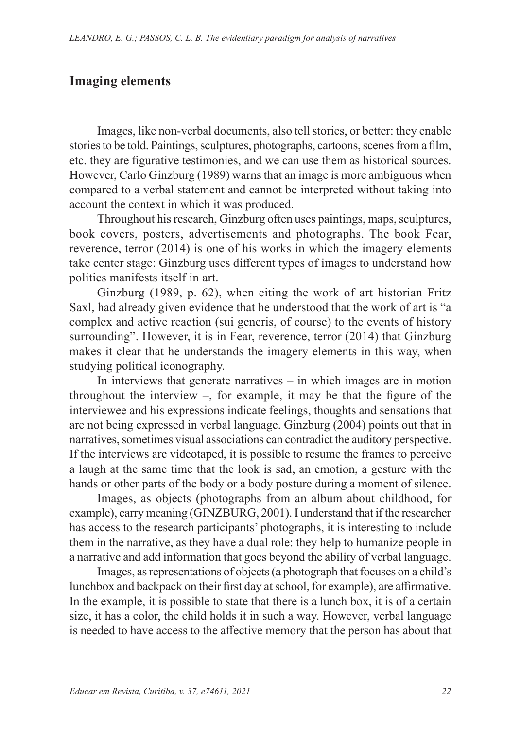## Imaging elements

Images, like non-verbal documents, also tell stories, or better: they enable stories to be told. Paintings, sculptures, photographs, cartoons, scenes from a film, etc. they are figurative testimonies, and we can use them as historical sources. However, Carlo Ginzburg (1989) warns that an image is more ambiguous when compared to a verbal statement and cannot be interpreted without taking into account the context in which it was produced.

Throughout his research, Ginzburg often uses paintings, maps, sculptures, book covers, posters, advertisements and photographs. The book Fear, reverence, terror (2014) is one of his works in which the imagery elements take center stage: Ginzburg uses different types of images to understand how politics manifests itself in art.

Ginzburg (1989, p. 62), when citing the work of art historian Fritz Saxl, had already given evidence that he understood that the work of art is "a complex and active reaction (sui generis, of course) to the events of history surrounding". However, it is in Fear, reverence, terror (2014) that Ginzburg makes it clear that he understands the imagery elements in this way, when studying political iconography.

In interviews that generate narratives – in which images are in motion throughout the interview –, for example, it may be that the figure of the interviewee and his expressions indicate feelings, thoughts and sensations that are not being expressed in verbal language. Ginzburg (2004) points out that in narratives, sometimes visual associations can contradict the auditory perspective. If the interviews are videotaped, it is possible to resume the frames to perceive a laugh at the same time that the look is sad, an emotion, a gesture with the hands or other parts of the body or a body posture during a moment of silence.

Images, as objects (photographs from an album about childhood, for example), carry meaning (GINZBURG, 2001). I understand that if the researcher has access to the research participants' photographs, it is interesting to include them in the narrative, as they have a dual role: they help to humanize people in a narrative and add information that goes beyond the ability of verbal language.

Images, as representations of objects (a photograph that focuses on a child's lunchbox and backpack on their first day at school, for example), are affirmative. In the example, it is possible to state that there is a lunch box, it is of a certain size, it has a color, the child holds it in such a way. However, verbal language is needed to have access to the affective memory that the person has about that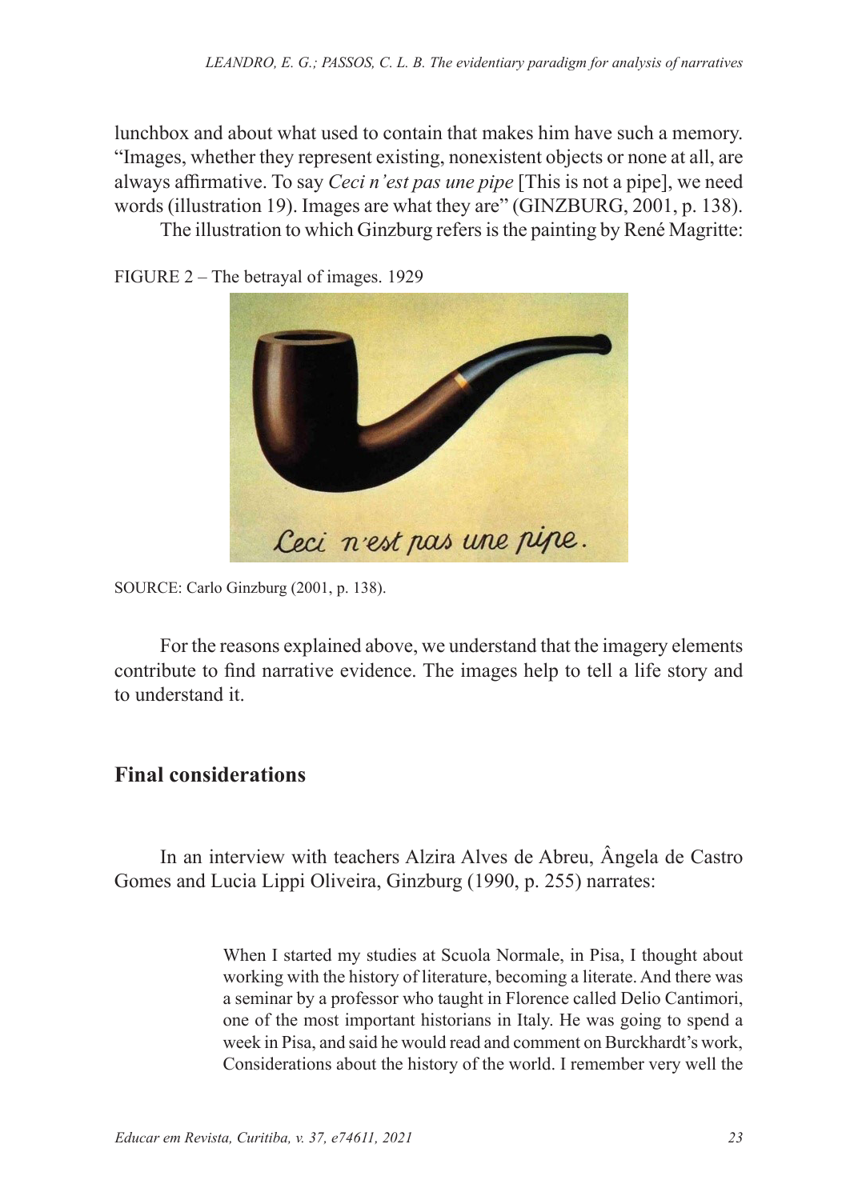lunchbox and about what used to contain that makes him have such a memory. “Images, whether they represent existing, nonexistent objects or none at all, are always affirmative. To say *Ceci n'est pas une pipe* [This is not a pipe], we need words (illustration 19). Images are what they are” (GINZBURG, 2001, p. 138).

The illustration to which Ginzburg refers is the painting by René Magritte:

FIGURE 2 – The betrayal of images. 1929

SOURCE: Carlo Ginzburg (2001, p. 138).

For the reasons explained above, we understand that the imagery elements contribute to find narrative evidence. The images help to tell a life story and to understand it.

## Final considerations

In an interview with teachers Alzira Alves de Abreu, Ângela de Castro Gomes and Lucia Lippi Oliveira, Ginzburg (1990, p. 255) narrates:

> When I started my studies at Scuola Normale, in Pisa, I thought about working with the history of literature, becoming a literate. And there was a seminar by a professor who taught in Florence called Delio Cantimori, one of the most important historians in Italy. He was going to spend a week in Pisa, and said he would read and comment on Burckhardt's work, Considerations about the history of the world. I remember very well the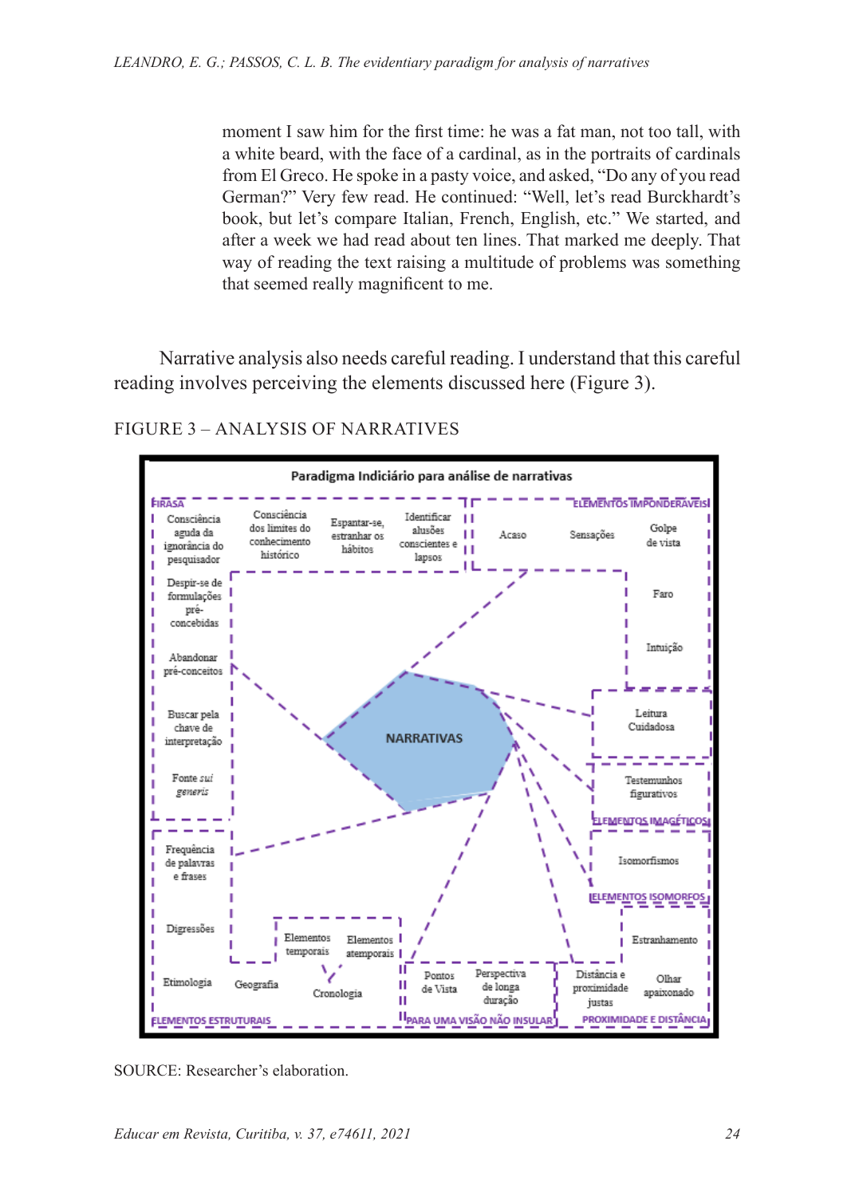moment I saw him for the first time: he was a fat man, not too tall, with a white beard, with the face of a cardinal, as in the portraits of cardinals from El Greco. He spoke in a pasty voice, and asked, "Do any of you read German?" Very few read. He continued: "Well, let's read Burckhardt's book, but let's compare Italian, French, English, etc." We started, and after a week we had read about ten lines. That marked me deeply. That way of reading the text raising a multitude of problems was something that seemed really magnificent to me.

Narrative analysis also needs careful reading. I understand that this careful reading involves perceiving the elements discussed here (Figure 3).

FIGURE 3 – ANALYSIS OF NARRATIVES

SOURCE: Researcher's elaboration.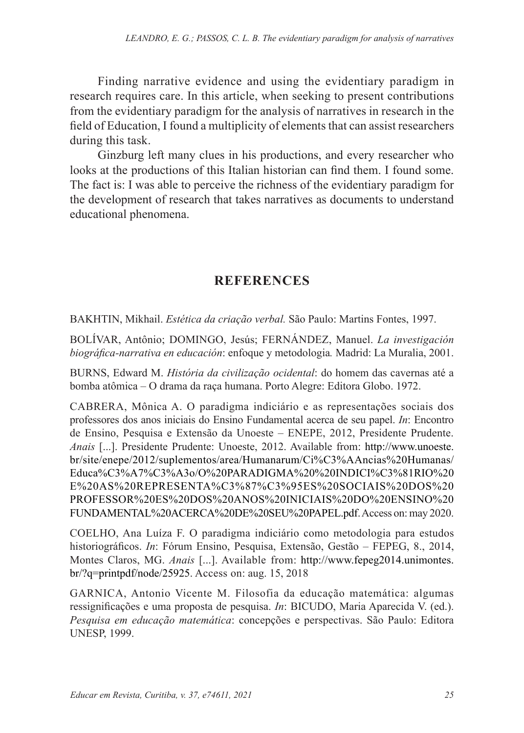Finding narrative evidence and using the evidentiary paradigm in research requires care. In this article, when seeking to present contributions from the evidentiary paradigm for the analysis of narratives in research in the field of Education, I found a multiplicity of elements that can assist researchers during this task.

Ginzburg left many clues in his productions, and every researcher who looks at the productions of this Italian historian can find them. I found some. The fact is: I was able to perceive the richness of the evidentiary paradigm for the development of research that takes narratives as documents to understand educational phenomena.

## REFERENCES

BAKHTIN, Mikhail. *Estética da criação verbal.* São Paulo: Martins Fontes, 1997.

BOLÍVAR, Antônio; DOMINGO, Jesús; FERNÁNDEZ, Manuel. *La investigación biográfica-narrativa en educación*: enfoque y metodologia. Madrid: La Muralia, 2001.

BURNS, Edward M. *História da civilização ocidental*: do homem das cavernas até a bomba atômica – O drama da raça humana. Porto Alegre: Editora Globo. 1972.

CABRERA, Mônica A. O paradigma indiciário e as representações sociais dos professores dos anos iniciais do Ensino Fundamental acerca de seu papel. *In*: Encontro de Ensino, Pesquisa e Extensão da Unoeste – ENEPE, 2012, Presidente Prudente. *Anais* [...]. Presidente Prudente: Unoeste, 2012. Available from: http://www.unoeste.br/site/enepe/2012/suplementos/area/Humanarum/Ci%C3%AAncias%20Humanas/Educa%C3%A7%C3%A3o/O%20PARADIGMA%20%20INDICI%C3%81RIO%20E%20AS%20REPRESENTA%C3%87%C3%95ES%20SOCIAIS%20DOS%20PROFESSOR%20ES%20DOS%20ANOS%20INICIAIS%20DO%20ENSINO%20FUNDAMENTAL%20ACERCA%20DE%20SEU%20PAPEL.pdf. Access on: may 2020.

COELHO, Ana Luíza F. O paradigma indiciário como metodologia para estudos historiográficos. *In*: Fórum Ensino, Pesquisa, Extensão, Gestão – FEPEG, 8., 2014, Montes Claros, MG. *Anais* [...]. Available from: http://www.fepeg2014.unimontes.br/?q=printpdf/node/25925. Access on: aug. 15, 2018

GARNICA, Antonio Vicente M. Filosofia da educação matemática: algumas ressignificações e uma proposta de pesquisa. *In*: BICUDO, Maria Aparecida V. (ed.). *Pesquisa em educação matemática*: concepções e perspectivas. São Paulo: Editora UNESP, 1999.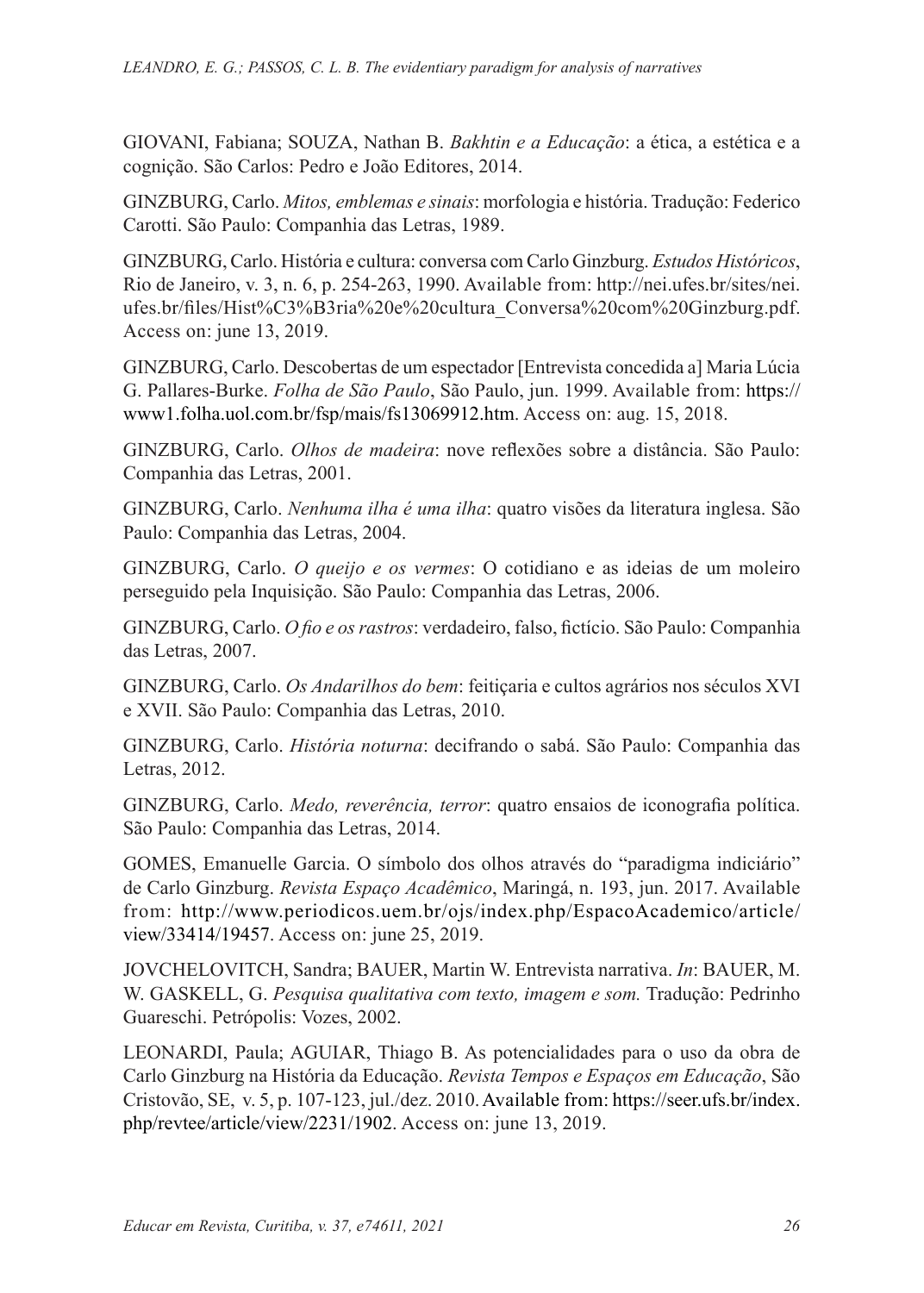GIOVANI, Fabiana; SOUZA, Nathan B. *Bakhtin e a Educação*: a ética, a estética e a cognição. São Carlos: Pedro e João Editores, 2014.

GINZBURG, Carlo. *Mitos, emblemas e sinais*: morfologia e história. Tradução: Federico Carotti. São Paulo: Companhia das Letras, 1989.

GINZBURG, Carlo. História e cultura: conversa com Carlo Ginzburg. *Estudos Históricos*, Rio de Janeiro, v. 3, n. 6, p. 254-263, 1990. Available from: http://nei.ufes.br/sites/nei.ufes.br/files/Hist%C3%B3ria%20e%20cultura_Conversa%20com%20Ginzburg.pdf. Access on: june 13, 2019.

GINZBURG, Carlo. Descobertas de um espectador [Entrevista concedida a] Maria Lúcia G. Pallares-Burke. *Folha de São Paulo*, São Paulo, jun. 1999. Available from: https://www1.folha.uol.com.br/fsp/mais/fs13069912.htm. Access on: aug. 15, 2018.

GINZBURG, Carlo. *Olhos de madeira*: nove reflexões sobre a distância. São Paulo: Companhia das Letras, 2001.

GINZBURG, Carlo. *Nenhuma ilha é uma ilha*: quatro visões da literatura inglesa. São Paulo: Companhia das Letras, 2004.

GINZBURG, Carlo. *O queijo e os vermes*: O cotidiano e as ideias de um moleiro perseguido pela Inquisição. São Paulo: Companhia das Letras, 2006.

GINZBURG, Carlo. *O fio e os rastros*: verdadeiro, falso, fictício. São Paulo: Companhia das Letras, 2007.

GINZBURG, Carlo. *Os Andarilhos do bem*: feitiçaria e cultos agrários nos séculos XVI e XVII. São Paulo: Companhia das Letras, 2010.

GINZBURG, Carlo. *História noturna*: decifrando o sabá. São Paulo: Companhia das Letras, 2012.

GINZBURG, Carlo. *Medo, reverência, terror*: quatro ensaios de iconografia política. São Paulo: Companhia das Letras, 2014.

GOMES, Emanuelle Garcia. O símbolo dos olhos através do "paradigma indiciário" de Carlo Ginzburg. *Revista Espaço Acadêmico*, Maringá, n. 193, jun. 2017. Available from: http://www.periodicos.uem.br/ojs/index.php/EspacoAcademico/article/view/33414/19457. Access on: june 25, 2019.

JOVCHELOVITCH, Sandra; BAUER, Martin W. Entrevista narrativa. *In*: BAUER, M. W. GASKELL, G. *Pesquisa qualitativa com texto, imagem e som.* Tradução: Pedrinho Guareschi. Petrópolis: Vozes, 2002.

LEONARDI, Paula; AGUIAR, Thiago B. As potencialidades para o uso da obra de Carlo Ginzburg na História da Educação. *Revista Tempos e Espaços em Educação*, São Cristovão, SE, v. 5, p. 107-123, jul./dez. 2010. Available from: https://seer.ufs.br/index.php/revtee/article/view/2231/1902. Access on: june 13, 2019.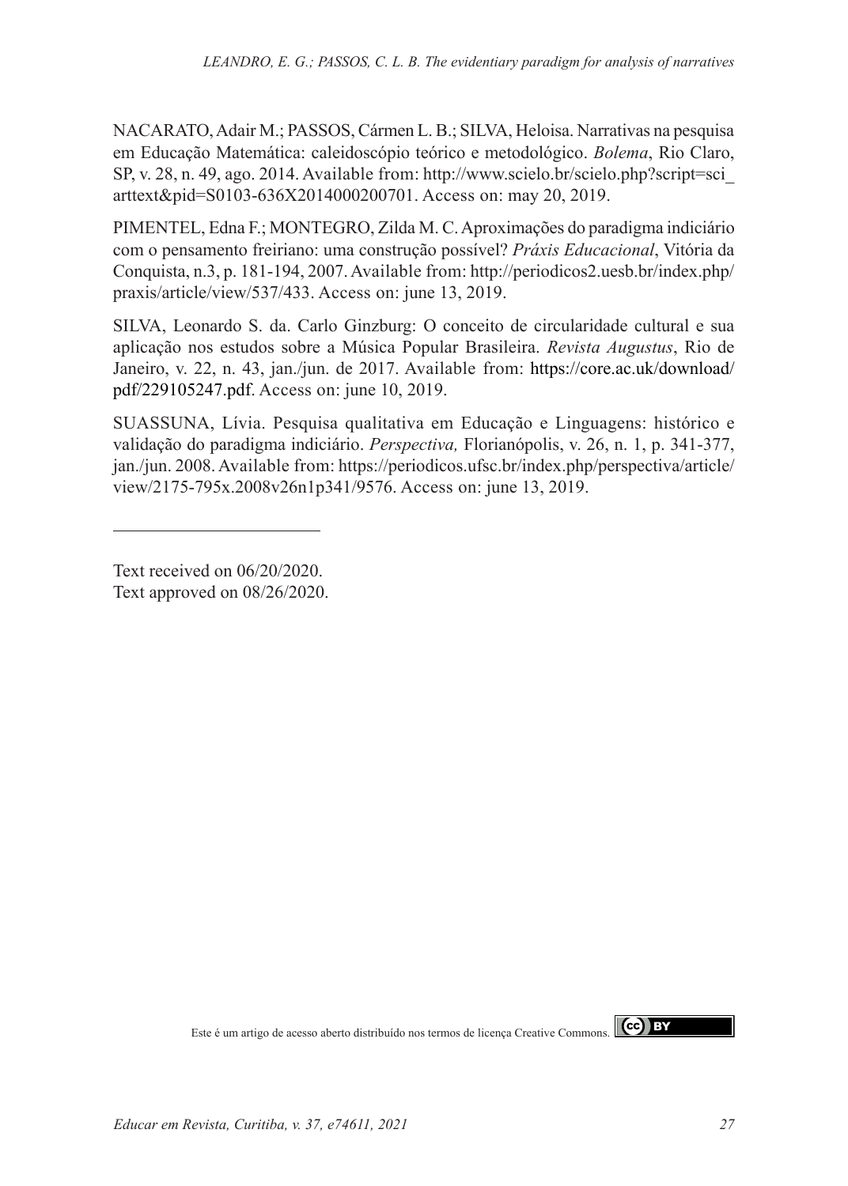NACARATO, Adair M.; PASSOS, Cármen L. B.; SILVA, Heloisa. Narrativas na pesquisa em Educação Matemática: caleidoscópio teórico e metodológico. *Bolema*, Rio Claro, SP, v. 28, n. 49, ago. 2014. Available from: http://www.scielo.br/scielo.php?script=sci_arttext&pid=S0103-636X2014000200701. Access on: may 20, 2019.

PIMENTEL, Edna F.; MONTEGRO, Zilda M. C. Aproximações do paradigma indiciário com o pensamento freiriano: uma construção possível? *Práxis Educacional*, Vitória da Conquista, n.3, p. 181-194, 2007. Available from: http://periodicos2.uesb.br/index.php/praxis/article/view/537/433. Access on: june 13, 2019.

SILVA, Leonardo S. da. Carlo Ginzburg: O conceito de circularidade cultural e sua aplicação nos estudos sobre a Música Popular Brasileira. *Revista Augustus*, Rio de Janeiro, v. 22, n. 43, jan./jun. de 2017. Available from: https://core.ac.uk/download/pdf/229105247.pdf. Access on: june 10, 2019.

SUASSUNA, Lívia. Pesquisa qualitativa em Educação e Linguagens: histórico e validação do paradigma indiciário. *Perspectiva,* Florianópolis, v. 26, n. 1, p. 341-377, jan./jun. 2008. Available from: https://periodicos.ufsc.br/index.php/perspectiva/article/view/2175-795x.2008v26n1p341/9576. Access on: june 13, 2019.

---

Text received on 06/20/2020.
Text approved on 08/26/2020.

Este é um artigo de acesso aberto distribuído nos termos de licença Creative Commons.